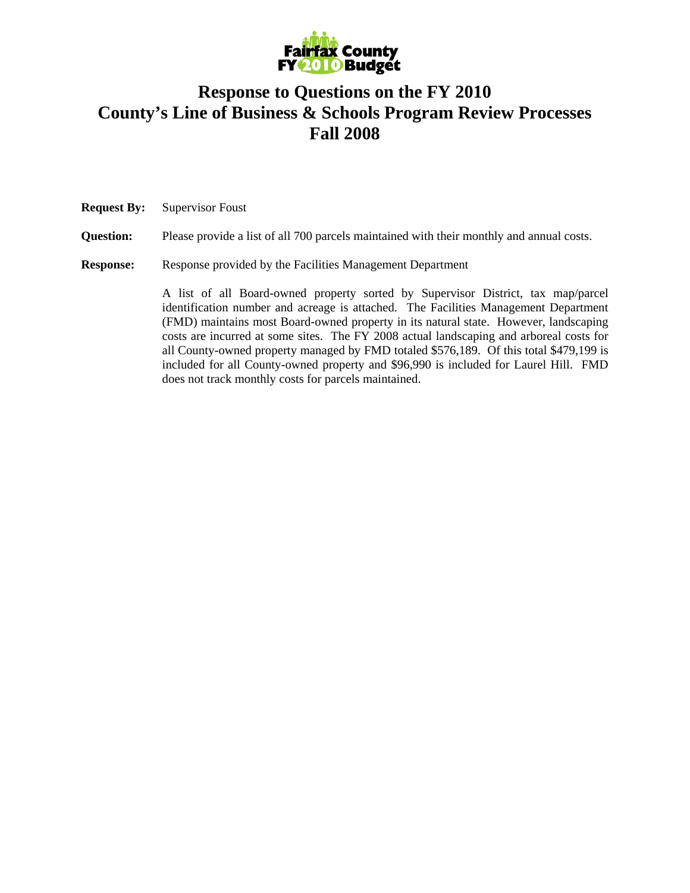Fairfax County FY 2010 Budget

# Response to Questions on the FY 2010 County's Line of Business & Schools Program Review Processes Fall 2008

**Request By:** Supervisor Foust

**Question:** Please provide a list of all 700 parcels maintained with their monthly and annual costs.

**Response:** Response provided by the Facilities Management Department

A list of all Board-owned property sorted by Supervisor District, tax map/parcel identification number and acreage is attached. The Facilities Management Department (FMD) maintains most Board-owned property in its natural state. However, landscaping costs are incurred at some sites. The FY 2008 actual landscaping and arboreal costs for all County-owned property managed by FMD totaled $576,189. Of this total $479,199 is included for all County-owned property and $96,990 is included for Laurel Hill. FMD does not track monthly costs for parcels maintained.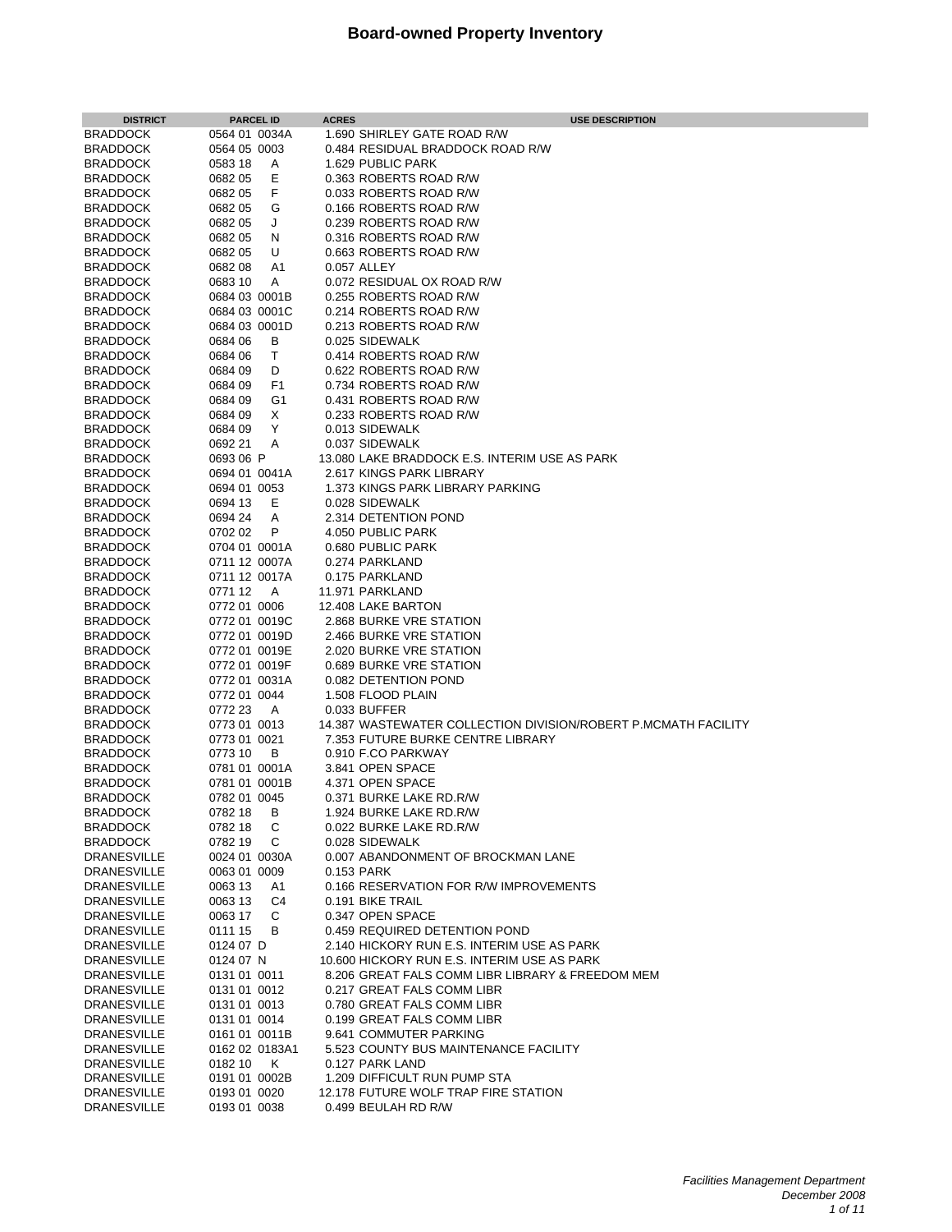# Board-owned Property Inventory

| DISTRICT | PARCEL ID | ACRES | USE DESCRIPTION |
|---|---|---|---|
| BRADDOCK | 0564 01 0034A | 1.690 | SHIRLEY GATE ROAD R/W |
| BRADDOCK | 0564 05 0003 | 0.484 | RESIDUAL BRADDOCK ROAD R/W |
| BRADDOCK | 0583 18 A | 1.629 | PUBLIC PARK |
| BRADDOCK | 0682 05 E | 0.363 | ROBERTS ROAD R/W |
| BRADDOCK | 0682 05 F | 0.033 | ROBERTS ROAD R/W |
| BRADDOCK | 0682 05 G | 0.166 | ROBERTS ROAD R/W |
| BRADDOCK | 0682 05 J | 0.239 | ROBERTS ROAD R/W |
| BRADDOCK | 0682 05 N | 0.316 | ROBERTS ROAD R/W |
| BRADDOCK | 0682 05 U | 0.663 | ROBERTS ROAD R/W |
| BRADDOCK | 0682 08 A1 | 0.057 | ALLEY |
| BRADDOCK | 0683 10 A | 0.072 | RESIDUAL OX ROAD R/W |
| BRADDOCK | 0684 03 0001B | 0.255 | ROBERTS ROAD R/W |
| BRADDOCK | 0684 03 0001C | 0.214 | ROBERTS ROAD R/W |
| BRADDOCK | 0684 03 0001D | 0.213 | ROBERTS ROAD R/W |
| BRADDOCK | 0684 06 B | 0.025 | SIDEWALK |
| BRADDOCK | 0684 06 T | 0.414 | ROBERTS ROAD R/W |
| BRADDOCK | 0684 09 D | 0.622 | ROBERTS ROAD R/W |
| BRADDOCK | 0684 09 F1 | 0.734 | ROBERTS ROAD R/W |
| BRADDOCK | 0684 09 G1 | 0.431 | ROBERTS ROAD R/W |
| BRADDOCK | 0684 09 X | 0.233 | ROBERTS ROAD R/W |
| BRADDOCK | 0684 09 Y | 0.013 | SIDEWALK |
| BRADDOCK | 0692 21 A | 0.037 | SIDEWALK |
| BRADDOCK | 0693 06 P | 13.080 | LAKE BRADDOCK E.S. INTERIM USE AS PARK |
| BRADDOCK | 0694 01 0041A | 2.617 | KINGS PARK LIBRARY |
| BRADDOCK | 0694 01 0053 | 1.373 | KINGS PARK LIBRARY PARKING |
| BRADDOCK | 0694 13 E | 0.028 | SIDEWALK |
| BRADDOCK | 0694 24 A | 2.314 | DETENTION POND |
| BRADDOCK | 0702 02 P | 4.050 | PUBLIC PARK |
| BRADDOCK | 0704 01 0001A | 0.680 | PUBLIC PARK |
| BRADDOCK | 0711 12 0007A | 0.274 | PARKLAND |
| BRADDOCK | 0711 12 0017A | 0.175 | PARKLAND |
| BRADDOCK | 0771 12 A | 11.971 | PARKLAND |
| BRADDOCK | 0772 01 0006 | 12.408 | LAKE BARTON |
| BRADDOCK | 0772 01 0019C | 2.868 | BURKE VRE STATION |
| BRADDOCK | 0772 01 0019D | 2.466 | BURKE VRE STATION |
| BRADDOCK | 0772 01 0019E | 2.020 | BURKE VRE STATION |
| BRADDOCK | 0772 01 0019F | 0.689 | BURKE VRE STATION |
| BRADDOCK | 0772 01 0031A | 0.082 | DETENTION POND |
| BRADDOCK | 0772 01 0044 | 1.508 | FLOOD PLAIN |
| BRADDOCK | 0772 23 A | 0.033 | BUFFER |
| BRADDOCK | 0773 01 0013 | 14.387 | WASTEWATER COLLECTION DIVISION/ROBERT P.MCMATH FACILITY |
| BRADDOCK | 0773 01 0021 | 7.353 | FUTURE BURKE CENTRE LIBRARY |
| BRADDOCK | 0773 10 B | 0.910 | F.CO PARKWAY |
| BRADDOCK | 0781 01 0001A | 3.841 | OPEN SPACE |
| BRADDOCK | 0781 01 0001B | 4.371 | OPEN SPACE |
| BRADDOCK | 0782 01 0045 | 0.371 | BURKE LAKE RD.R/W |
| BRADDOCK | 0782 18 B | 1.924 | BURKE LAKE RD.R/W |
| BRADDOCK | 0782 18 C | 0.022 | BURKE LAKE RD.R/W |
| BRADDOCK | 0782 19 C | 0.028 | SIDEWALK |
| DRANESVILLE | 0024 01 0030A | 0.007 | ABANDONMENT OF BROCKMAN LANE |
| DRANESVILLE | 0063 01 0009 | 0.153 | PARK |
| DRANESVILLE | 0063 13 A1 | 0.166 | RESERVATION FOR R/W IMPROVEMENTS |
| DRANESVILLE | 0063 13 C4 | 0.191 | BIKE TRAIL |
| DRANESVILLE | 0063 17 C | 0.347 | OPEN SPACE |
| DRANESVILLE | 0111 15 B | 0.459 | REQUIRED DETENTION POND |
| DRANESVILLE | 0124 07 D | 2.140 | HICKORY RUN E.S. INTERIM USE AS PARK |
| DRANESVILLE | 0124 07 N | 10.600 | HICKORY RUN E.S. INTERIM USE AS PARK |
| DRANESVILLE | 0131 01 0011 | 8.206 | GREAT FALS COMM LIBR LIBRARY & FREEDOM MEM |
| DRANESVILLE | 0131 01 0012 | 0.217 | GREAT FALS COMM LIBR |
| DRANESVILLE | 0131 01 0013 | 0.780 | GREAT FALS COMM LIBR |
| DRANESVILLE | 0131 01 0014 | 0.199 | GREAT FALS COMM LIBR |
| DRANESVILLE | 0161 01 0011B | 9.641 | COMMUTER PARKING |
| DRANESVILLE | 0162 02 0183A1 | 5.523 | COUNTY BUS MAINTENANCE FACILITY |
| DRANESVILLE | 0182 10 K | 0.127 | PARK LAND |
| DRANESVILLE | 0191 01 0002B | 1.209 | DIFFICULT RUN PUMP STA |
| DRANESVILLE | 0193 01 0020 | 12.178 | FUTURE WOLF TRAP FIRE STATION |
| DRANESVILLE | 0193 01 0038 | 0.499 | BEULAH RD R/W |

*Facilities Management Department*
*December 2008*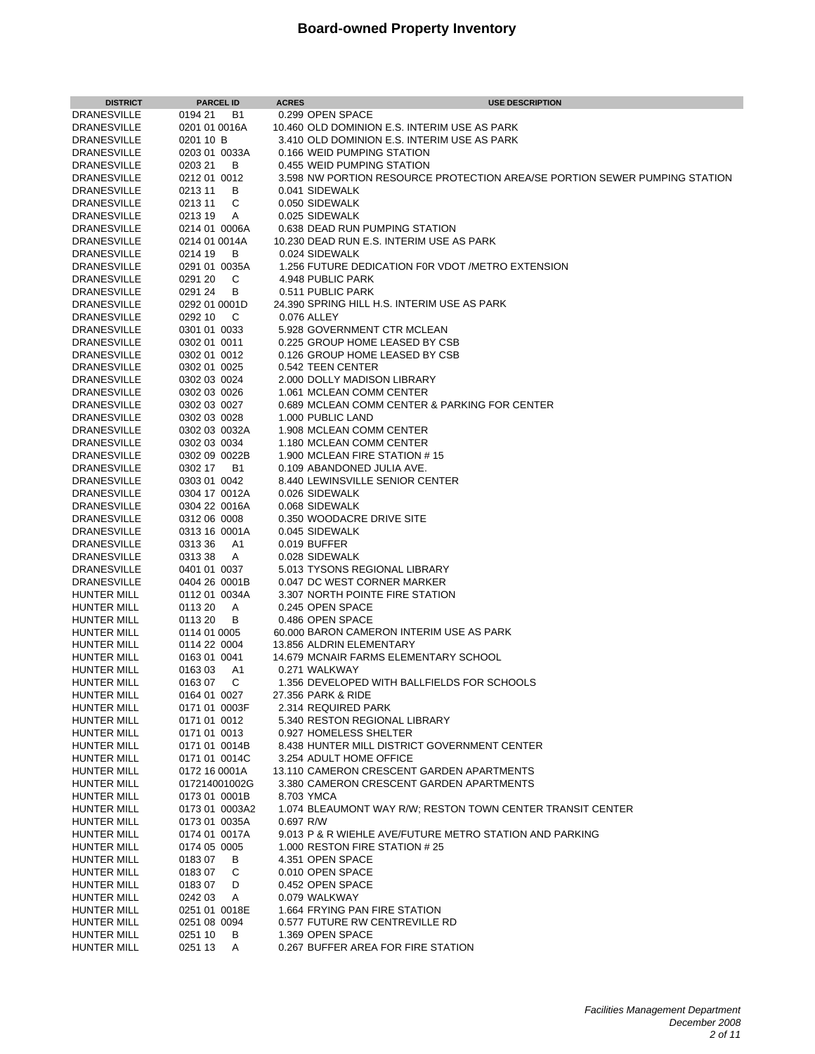# Board-owned Property Inventory

| DISTRICT | PARCEL ID | ACRES | USE DESCRIPTION |
|---|---|---|---|
| DRANESVILLE | 0194 21 B1 | 0.299 | OPEN SPACE |
| DRANESVILLE | 0201 01 0016A | 10.460 | OLD DOMINION E.S. INTERIM USE AS PARK |
| DRANESVILLE | 0201 10 B | 3.410 | OLD DOMINION E.S. INTERIM USE AS PARK |
| DRANESVILLE | 0203 01 0033A | 0.166 | WEID PUMPING STATION |
| DRANESVILLE | 0203 21 B | 0.455 | WEID PUMPING STATION |
| DRANESVILLE | 0212 01 0012 | 3.598 | NW PORTION RESOURCE PROTECTION AREA/SE PORTION SEWER PUMPING STATION |
| DRANESVILLE | 0213 11 B | 0.041 | SIDEWALK |
| DRANESVILLE | 0213 11 C | 0.050 | SIDEWALK |
| DRANESVILLE | 0213 19 A | 0.025 | SIDEWALK |
| DRANESVILLE | 0214 01 0006A | 0.638 | DEAD RUN PUMPING STATION |
| DRANESVILLE | 0214 01 0014A | 10.230 | DEAD RUN E.S. INTERIM USE AS PARK |
| DRANESVILLE | 0214 19 B | 0.024 | SIDEWALK |
| DRANESVILLE | 0291 01 0035A | 1.256 | FUTURE DEDICATION F0R VDOT /METRO EXTENSION |
| DRANESVILLE | 0291 20 C | 4.948 | PUBLIC PARK |
| DRANESVILLE | 0291 24 B | 0.511 | PUBLIC PARK |
| DRANESVILLE | 0292 01 0001D | 24.390 | SPRING HILL H.S. INTERIM USE AS PARK |
| DRANESVILLE | 0292 10 C | 0.076 | ALLEY |
| DRANESVILLE | 0301 01 0033 | 5.928 | GOVERNMENT CTR MCLEAN |
| DRANESVILLE | 0302 01 0011 | 0.225 | GROUP HOME LEASED BY CSB |
| DRANESVILLE | 0302 01 0012 | 0.126 | GROUP HOME LEASED BY CSB |
| DRANESVILLE | 0302 01 0025 | 0.542 | TEEN CENTER |
| DRANESVILLE | 0302 03 0024 | 2.000 | DOLLY MADISON LIBRARY |
| DRANESVILLE | 0302 03 0026 | 1.061 | MCLEAN COMM CENTER |
| DRANESVILLE | 0302 03 0027 | 0.689 | MCLEAN COMM CENTER & PARKING FOR CENTER |
| DRANESVILLE | 0302 03 0028 | 1.000 | PUBLIC LAND |
| DRANESVILLE | 0302 03 0032A | 1.908 | MCLEAN COMM CENTER |
| DRANESVILLE | 0302 03 0034 | 1.180 | MCLEAN COMM CENTER |
| DRANESVILLE | 0302 09 0022B | 1.900 | MCLEAN FIRE STATION # 15 |
| DRANESVILLE | 0302 17 B1 | 0.109 | ABANDONED JULIA AVE. |
| DRANESVILLE | 0303 01 0042 | 8.440 | LEWINSVILLE SENIOR CENTER |
| DRANESVILLE | 0304 17 0012A | 0.026 | SIDEWALK |
| DRANESVILLE | 0304 22 0016A | 0.068 | SIDEWALK |
| DRANESVILLE | 0312 06 0008 | 0.350 | WOODACRE DRIVE SITE |
| DRANESVILLE | 0313 16 0001A | 0.045 | SIDEWALK |
| DRANESVILLE | 0313 36 A1 | 0.019 | BUFFER |
| DRANESVILLE | 0313 38 A | 0.028 | SIDEWALK |
| DRANESVILLE | 0401 01 0037 | 5.013 | TYSONS REGIONAL LIBRARY |
| DRANESVILLE | 0404 26 0001B | 0.047 | DC WEST CORNER MARKER |
| HUNTER MILL | 0112 01 0034A | 3.307 | NORTH POINTE FIRE STATION |
| HUNTER MILL | 0113 20 A | 0.245 | OPEN SPACE |
| HUNTER MILL | 0113 20 B | 0.486 | OPEN SPACE |
| HUNTER MILL | 0114 01 0005 | 60.000 | BARON CAMERON INTERIM USE AS PARK |
| HUNTER MILL | 0114 22 0004 | 13.856 | ALDRIN ELEMENTARY |
| HUNTER MILL | 0163 01 0041 | 14.679 | MCNAIR FARMS ELEMENTARY SCHOOL |
| HUNTER MILL | 0163 03 A1 | 0.271 | WALKWAY |
| HUNTER MILL | 0163 07 C | 1.356 | DEVELOPED WITH BALLFIELDS FOR SCHOOLS |
| HUNTER MILL | 0164 01 0027 | 27.356 | PARK & RIDE |
| HUNTER MILL | 0171 01 0003F | 2.314 | REQUIRED PARK |
| HUNTER MILL | 0171 01 0012 | 5.340 | RESTON REGIONAL LIBRARY |
| HUNTER MILL | 0171 01 0013 | 0.927 | HOMELESS SHELTER |
| HUNTER MILL | 0171 01 0014B | 8.438 | HUNTER MILL DISTRICT GOVERNMENT CENTER |
| HUNTER MILL | 0171 01 0014C | 3.254 | ADULT HOME OFFICE |
| HUNTER MILL | 0172 16 0001A | 13.110 | CAMERON CRESCENT GARDEN APARTMENTS |
| HUNTER MILL | 017214001002G | 3.380 | CAMERON CRESCENT GARDEN APARTMENTS |
| HUNTER MILL | 0173 01 0001B | 8.703 | YMCA |
| HUNTER MILL | 0173 01 0003A2 | 1.074 | BLEAUMONT WAY R/W; RESTON TOWN CENTER TRANSIT CENTER |
| HUNTER MILL | 0173 01 0035A | 0.697 | R/W |
| HUNTER MILL | 0174 01 0017A | 9.013 | P & R WIEHLE AVE/FUTURE METRO STATION AND PARKING |
| HUNTER MILL | 0174 05 0005 | 1.000 | RESTON FIRE STATION # 25 |
| HUNTER MILL | 0183 07 B | 4.351 | OPEN SPACE |
| HUNTER MILL | 0183 07 C | 0.010 | OPEN SPACE |
| HUNTER MILL | 0183 07 D | 0.452 | OPEN SPACE |
| HUNTER MILL | 0242 03 A | 0.079 | WALKWAY |
| HUNTER MILL | 0251 01 0018E | 1.664 | FRYING PAN FIRE STATION |
| HUNTER MILL | 0251 08 0094 | 0.577 | FUTURE RW CENTREVILLE RD |
| HUNTER MILL | 0251 10 B | 1.369 | OPEN SPACE |
| HUNTER MILL | 0251 13 A | 0.267 | BUFFER AREA FOR FIRE STATION |

*Facilities Management Department*
*December 2008*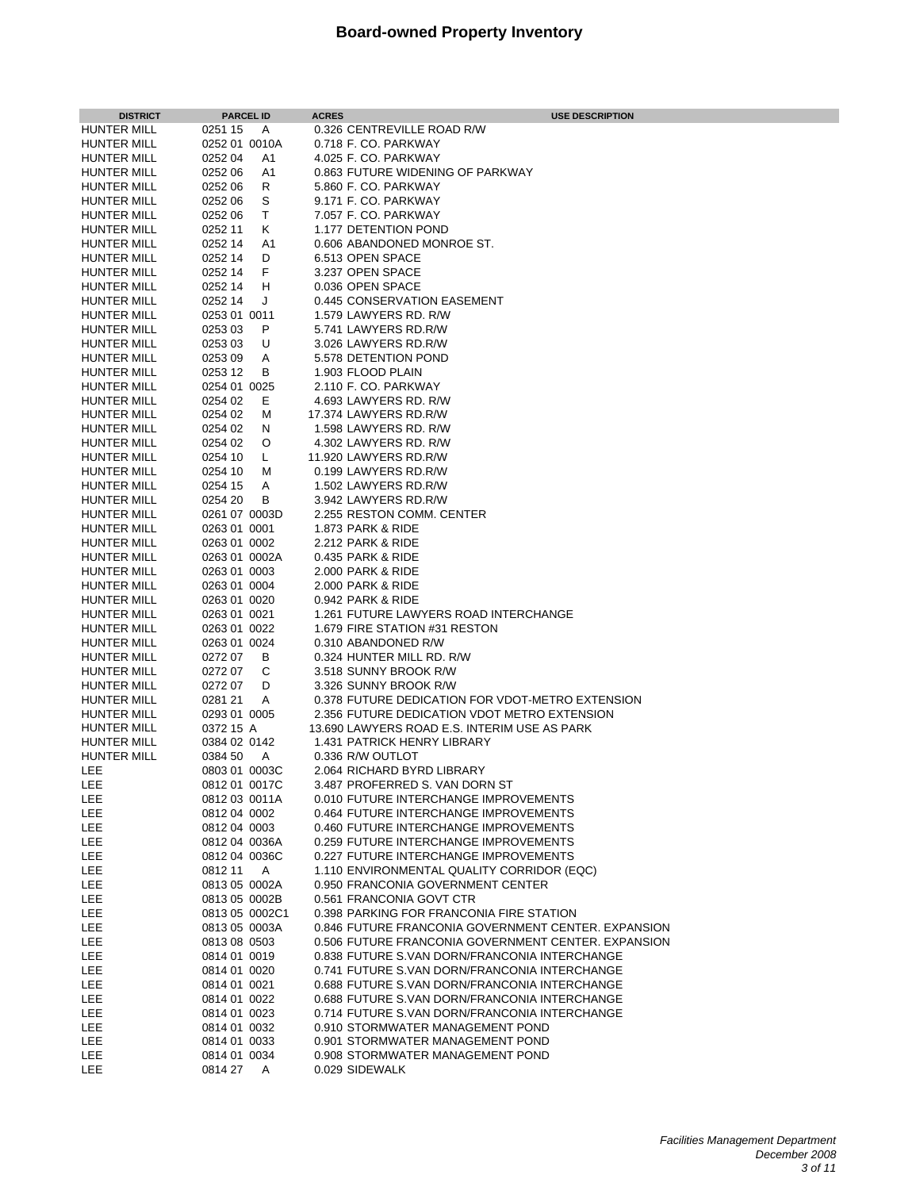# Board-owned Property Inventory

| DISTRICT | PARCEL ID | ACRES | USE DESCRIPTION |
|---|---|---|---|
| HUNTER MILL | 0251 15 A | 0.326 | CENTREVILLE ROAD R/W |
| HUNTER MILL | 0252 01 0010A | 0.718 | F. CO. PARKWAY |
| HUNTER MILL | 0252 04 A1 | 4.025 | F. CO. PARKWAY |
| HUNTER MILL | 0252 06 A1 | 0.863 | FUTURE WIDENING OF PARKWAY |
| HUNTER MILL | 0252 06 R | 5.860 | F. CO. PARKWAY |
| HUNTER MILL | 0252 06 S | 9.171 | F. CO. PARKWAY |
| HUNTER MILL | 0252 06 T | 7.057 | F. CO. PARKWAY |
| HUNTER MILL | 0252 11 K | 1.177 | DETENTION POND |
| HUNTER MILL | 0252 14 A1 | 0.606 | ABANDONED MONROE ST. |
| HUNTER MILL | 0252 14 D | 6.513 | OPEN SPACE |
| HUNTER MILL | 0252 14 F | 3.237 | OPEN SPACE |
| HUNTER MILL | 0252 14 H | 0.036 | OPEN SPACE |
| HUNTER MILL | 0252 14 J | 0.445 | CONSERVATION EASEMENT |
| HUNTER MILL | 0253 01 0011 | 1.579 | LAWYERS RD. R/W |
| HUNTER MILL | 0253 03 P | 5.741 | LAWYERS RD.R/W |
| HUNTER MILL | 0253 03 U | 3.026 | LAWYERS RD.R/W |
| HUNTER MILL | 0253 09 A | 5.578 | DETENTION POND |
| HUNTER MILL | 0253 12 B | 1.903 | FLOOD PLAIN |
| HUNTER MILL | 0254 01 0025 | 2.110 | F. CO. PARKWAY |
| HUNTER MILL | 0254 02 E | 4.693 | LAWYERS RD. R/W |
| HUNTER MILL | 0254 02 M | 17.374 | LAWYERS RD.R/W |
| HUNTER MILL | 0254 02 N | 1.598 | LAWYERS RD. R/W |
| HUNTER MILL | 0254 02 O | 4.302 | LAWYERS RD. R/W |
| HUNTER MILL | 0254 10 L | 11.920 | LAWYERS RD.R/W |
| HUNTER MILL | 0254 10 M | 0.199 | LAWYERS RD.R/W |
| HUNTER MILL | 0254 15 A | 1.502 | LAWYERS RD.R/W |
| HUNTER MILL | 0254 20 B | 3.942 | LAWYERS RD.R/W |
| HUNTER MILL | 0261 07 0003D | 2.255 | RESTON COMM. CENTER |
| HUNTER MILL | 0263 01 0001 | 1.873 | PARK & RIDE |
| HUNTER MILL | 0263 01 0002 | 2.212 | PARK & RIDE |
| HUNTER MILL | 0263 01 0002A | 0.435 | PARK & RIDE |
| HUNTER MILL | 0263 01 0003 | 2.000 | PARK & RIDE |
| HUNTER MILL | 0263 01 0004 | 2.000 | PARK & RIDE |
| HUNTER MILL | 0263 01 0020 | 0.942 | PARK & RIDE |
| HUNTER MILL | 0263 01 0021 | 1.261 | FUTURE LAWYERS ROAD INTERCHANGE |
| HUNTER MILL | 0263 01 0022 | 1.679 | FIRE STATION #31 RESTON |
| HUNTER MILL | 0263 01 0024 | 0.310 | ABANDONED R/W |
| HUNTER MILL | 0272 07 B | 0.324 | HUNTER MILL RD. R/W |
| HUNTER MILL | 0272 07 C | 3.518 | SUNNY BROOK R/W |
| HUNTER MILL | 0272 07 D | 3.326 | SUNNY BROOK R/W |
| HUNTER MILL | 0281 21 A | 0.378 | FUTURE DEDICATION FOR VDOT-METRO EXTENSION |
| HUNTER MILL | 0293 01 0005 | 2.356 | FUTURE DEDICATION VDOT METRO EXTENSION |
| HUNTER MILL | 0372 15 A | 13.690 | LAWYERS ROAD E.S. INTERIM USE AS PARK |
| HUNTER MILL | 0384 02 0142 | 1.431 | PATRICK HENRY LIBRARY |
| HUNTER MILL | 0384 50 A | 0.336 | R/W OUTLOT |
| LEE | 0803 01 0003C | 2.064 | RICHARD BYRD LIBRARY |
| LEE | 0812 01 0017C | 3.487 | PROFERRED S. VAN DORN ST |
| LEE | 0812 03 0011A | 0.010 | FUTURE INTERCHANGE IMPROVEMENTS |
| LEE | 0812 04 0002 | 0.464 | FUTURE INTERCHANGE IMPROVEMENTS |
| LEE | 0812 04 0003 | 0.460 | FUTURE INTERCHANGE IMPROVEMENTS |
| LEE | 0812 04 0036A | 0.259 | FUTURE INTERCHANGE IMPROVEMENTS |
| LEE | 0812 04 0036C | 0.227 | FUTURE INTERCHANGE IMPROVEMENTS |
| LEE | 0812 11 A | 1.110 | ENVIRONMENTAL QUALITY CORRIDOR (EQC) |
| LEE | 0813 05 0002A | 0.950 | FRANCONIA GOVERNMENT CENTER |
| LEE | 0813 05 0002B | 0.561 | FRANCONIA GOVT CTR |
| LEE | 0813 05 0002C1 | 0.398 | PARKING FOR FRANCONIA FIRE STATION |
| LEE | 0813 05 0003A | 0.846 | FUTURE FRANCONIA GOVERNMENT CENTER. EXPANSION |
| LEE | 0813 08 0503 | 0.506 | FUTURE FRANCONIA GOVERNMENT CENTER. EXPANSION |
| LEE | 0814 01 0019 | 0.838 | FUTURE S.VAN DORN/FRANCONIA INTERCHANGE |
| LEE | 0814 01 0020 | 0.741 | FUTURE S.VAN DORN/FRANCONIA INTERCHANGE |
| LEE | 0814 01 0021 | 0.688 | FUTURE S.VAN DORN/FRANCONIA INTERCHANGE |
| LEE | 0814 01 0022 | 0.688 | FUTURE S.VAN DORN/FRANCONIA INTERCHANGE |
| LEE | 0814 01 0023 | 0.714 | FUTURE S.VAN DORN/FRANCONIA INTERCHANGE |
| LEE | 0814 01 0032 | 0.910 | STORMWATER MANAGEMENT POND |
| LEE | 0814 01 0033 | 0.901 | STORMWATER MANAGEMENT POND |
| LEE | 0814 01 0034 | 0.908 | STORMWATER MANAGEMENT POND |
| LEE | 0814 27 A | 0.029 | SIDEWALK |

*Facilities Management Department*
*December 2008*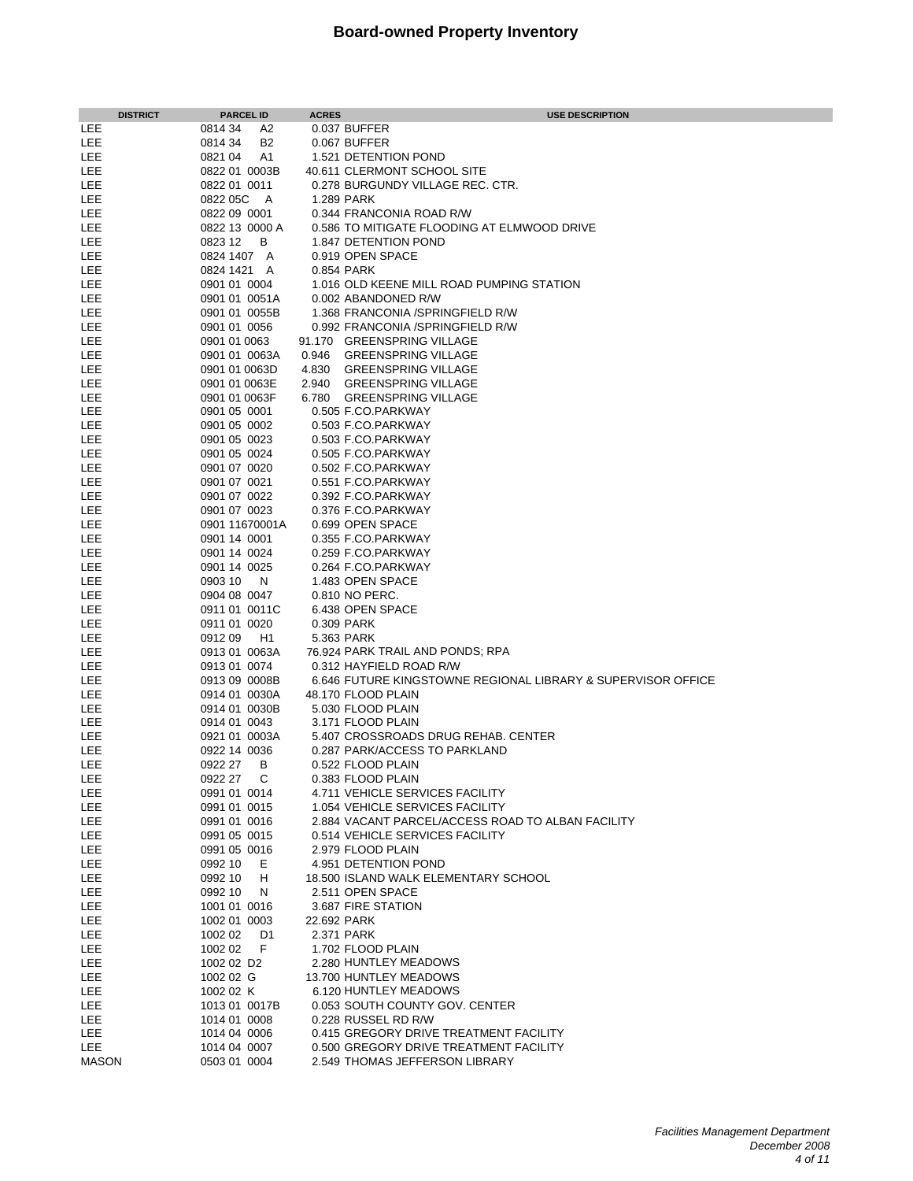# Board-owned Property Inventory

| DISTRICT | PARCEL ID | ACRES | USE DESCRIPTION |
|---|---|---|---|
| LEE | 0814 34 A2 | 0.037 | BUFFER |
| LEE | 0814 34 B2 | 0.067 | BUFFER |
| LEE | 0821 04 A1 | 1.521 | DETENTION POND |
| LEE | 0822 01 0003B | 40.611 | CLERMONT SCHOOL SITE |
| LEE | 0822 01 0011 | 0.278 | BURGUNDY VILLAGE REC. CTR. |
| LEE | 0822 05C A | 1.289 | PARK |
| LEE | 0822 09 0001 | 0.344 | FRANCONIA ROAD R/W |
| LEE | 0822 13 0000 A | 0.586 | TO MITIGATE FLOODING AT ELMWOOD DRIVE |
| LEE | 0823 12 B | 1.847 | DETENTION POND |
| LEE | 0824 1407 A | 0.919 | OPEN SPACE |
| LEE | 0824 1421 A | 0.854 | PARK |
| LEE | 0901 01 0004 | 1.016 | OLD KEENE MILL ROAD PUMPING STATION |
| LEE | 0901 01 0051A | 0.002 | ABANDONED R/W |
| LEE | 0901 01 0055B | 1.368 | FRANCONIA /SPRINGFIELD R/W |
| LEE | 0901 01 0056 | 0.992 | FRANCONIA /SPRINGFIELD R/W |
| LEE | 0901 01 0063 | 91.170 | GREENSPRING VILLAGE |
| LEE | 0901 01 0063A | 0.946 | GREENSPRING VILLAGE |
| LEE | 0901 01 0063D | 4.830 | GREENSPRING VILLAGE |
| LEE | 0901 01 0063E | 2.940 | GREENSPRING VILLAGE |
| LEE | 0901 01 0063F | 6.780 | GREENSPRING VILLAGE |
| LEE | 0901 05 0001 | 0.505 | F.CO.PARKWAY |
| LEE | 0901 05 0002 | 0.503 | F.CO.PARKWAY |
| LEE | 0901 05 0023 | 0.503 | F.CO.PARKWAY |
| LEE | 0901 05 0024 | 0.505 | F.CO.PARKWAY |
| LEE | 0901 07 0020 | 0.502 | F.CO.PARKWAY |
| LEE | 0901 07 0021 | 0.551 | F.CO.PARKWAY |
| LEE | 0901 07 0022 | 0.392 | F.CO.PARKWAY |
| LEE | 0901 07 0023 | 0.376 | F.CO.PARKWAY |
| LEE | 0901 11670001A | 0.699 | OPEN SPACE |
| LEE | 0901 14 0001 | 0.355 | F.CO.PARKWAY |
| LEE | 0901 14 0024 | 0.259 | F.CO.PARKWAY |
| LEE | 0901 14 0025 | 0.264 | F.CO.PARKWAY |
| LEE | 0903 10 N | 1.483 | OPEN SPACE |
| LEE | 0904 08 0047 | 0.810 | NO PERC. |
| LEE | 0911 01 0011C | 6.438 | OPEN SPACE |
| LEE | 0911 01 0020 | 0.309 | PARK |
| LEE | 0912 09 H1 | 5.363 | PARK |
| LEE | 0913 01 0063A | 76.924 | PARK TRAIL AND PONDS; RPA |
| LEE | 0913 01 0074 | 0.312 | HAYFIELD ROAD R/W |
| LEE | 0913 09 0008B | 6.646 | FUTURE KINGSTOWNE REGIONAL LIBRARY & SUPERVISOR OFFICE |
| LEE | 0914 01 0030A | 48.170 | FLOOD PLAIN |
| LEE | 0914 01 0030B | 5.030 | FLOOD PLAIN |
| LEE | 0914 01 0043 | 3.171 | FLOOD PLAIN |
| LEE | 0921 01 0003A | 5.407 | CROSSROADS DRUG REHAB. CENTER |
| LEE | 0922 14 0036 | 0.287 | PARK/ACCESS TO PARKLAND |
| LEE | 0922 27 B | 0.522 | FLOOD PLAIN |
| LEE | 0922 27 C | 0.383 | FLOOD PLAIN |
| LEE | 0991 01 0014 | 4.711 | VEHICLE SERVICES FACILITY |
| LEE | 0991 01 0015 | 1.054 | VEHICLE SERVICES FACILITY |
| LEE | 0991 01 0016 | 2.884 | VACANT PARCEL/ACCESS ROAD TO ALBAN FACILITY |
| LEE | 0991 05 0015 | 0.514 | VEHICLE SERVICES FACILITY |
| LEE | 0991 05 0016 | 2.979 | FLOOD PLAIN |
| LEE | 0992 10 E | 4.951 | DETENTION POND |
| LEE | 0992 10 H | 18.500 | ISLAND WALK ELEMENTARY SCHOOL |
| LEE | 0992 10 N | 2.511 | OPEN SPACE |
| LEE | 1001 01 0016 | 3.687 | FIRE STATION |
| LEE | 1002 01 0003 | 22.692 | PARK |
| LEE | 1002 02 D1 | 2.371 | PARK |
| LEE | 1002 02 F | 1.702 | FLOOD PLAIN |
| LEE | 1002 02 D2 | 2.280 | HUNTLEY MEADOWS |
| LEE | 1002 02 G | 13.700 | HUNTLEY MEADOWS |
| LEE | 1002 02 K | 6.120 | HUNTLEY MEADOWS |
| LEE | 1013 01 0017B | 0.053 | SOUTH COUNTY GOV. CENTER |
| LEE | 1014 01 0008 | 0.228 | RUSSEL RD R/W |
| LEE | 1014 04 0006 | 0.415 | GREGORY DRIVE TREATMENT FACILITY |
| LEE | 1014 04 0007 | 0.500 | GREGORY DRIVE TREATMENT FACILITY |
| MASON | 0503 01 0004 | 2.549 | THOMAS JEFFERSON LIBRARY |

*Facilities Management Department*
*December 2008*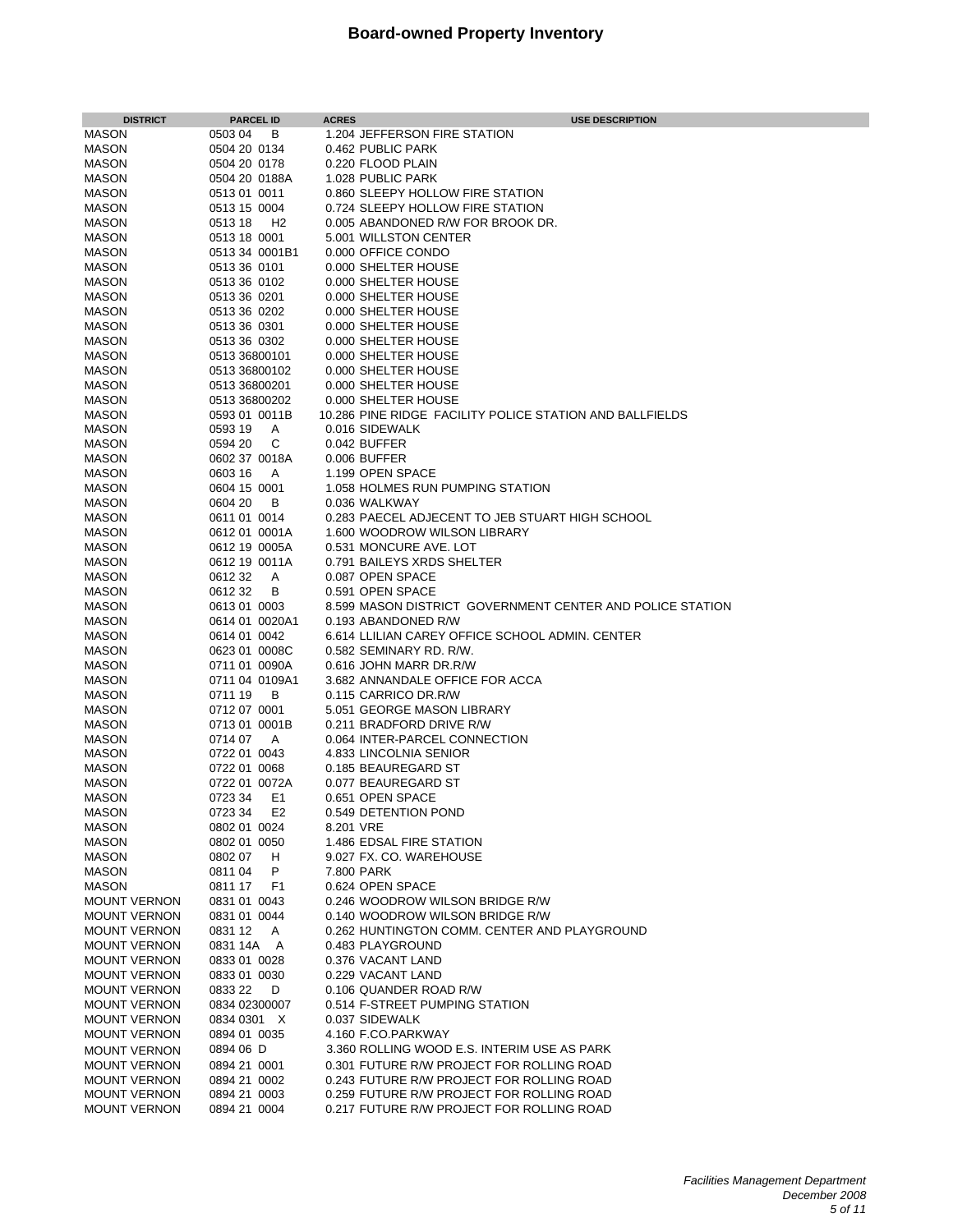# Board-owned Property Inventory

| DISTRICT | PARCEL ID | ACRES | USE DESCRIPTION |
|---|---|---|---|
| MASON | 0503 04 B | 1.204 | JEFFERSON FIRE STATION |
| MASON | 0504 20 0134 | 0.462 | PUBLIC PARK |
| MASON | 0504 20 0178 | 0.220 | FLOOD PLAIN |
| MASON | 0504 20 0188A | 1.028 | PUBLIC PARK |
| MASON | 0513 01 0011 | 0.860 | SLEEPY HOLLOW FIRE STATION |
| MASON | 0513 15 0004 | 0.724 | SLEEPY HOLLOW FIRE STATION |
| MASON | 0513 18 H2 | 0.005 | ABANDONED R/W FOR BROOK DR. |
| MASON | 0513 18 0001 | 5.001 | WILLSTON CENTER |
| MASON | 0513 34 0001B1 | 0.000 | OFFICE CONDO |
| MASON | 0513 36 0101 | 0.000 | SHELTER HOUSE |
| MASON | 0513 36 0102 | 0.000 | SHELTER HOUSE |
| MASON | 0513 36 0201 | 0.000 | SHELTER HOUSE |
| MASON | 0513 36 0202 | 0.000 | SHELTER HOUSE |
| MASON | 0513 36 0301 | 0.000 | SHELTER HOUSE |
| MASON | 0513 36 0302 | 0.000 | SHELTER HOUSE |
| MASON | 0513 36800101 | 0.000 | SHELTER HOUSE |
| MASON | 0513 36800102 | 0.000 | SHELTER HOUSE |
| MASON | 0513 36800201 | 0.000 | SHELTER HOUSE |
| MASON | 0513 36800202 | 0.000 | SHELTER HOUSE |
| MASON | 0593 01 0011B | 10.286 | PINE RIDGE FACILITY POLICE STATION AND BALLFIELDS |
| MASON | 0593 19 A | 0.016 | SIDEWALK |
| MASON | 0594 20 C | 0.042 | BUFFER |
| MASON | 0602 37 0018A | 0.006 | BUFFER |
| MASON | 0603 16 A | 1.199 | OPEN SPACE |
| MASON | 0604 15 0001 | 1.058 | HOLMES RUN PUMPING STATION |
| MASON | 0604 20 B | 0.036 | WALKWAY |
| MASON | 0611 01 0014 | 0.283 | PAECEL ADJECENT TO JEB STUART HIGH SCHOOL |
| MASON | 0612 01 0001A | 1.600 | WOODROW WILSON LIBRARY |
| MASON | 0612 19 0005A | 0.531 | MONCURE AVE. LOT |
| MASON | 0612 19 0011A | 0.791 | BAILEYS XRDS SHELTER |
| MASON | 0612 32 A | 0.087 | OPEN SPACE |
| MASON | 0612 32 B | 0.591 | OPEN SPACE |
| MASON | 0613 01 0003 | 8.599 | MASON DISTRICT GOVERNMENT CENTER AND POLICE STATION |
| MASON | 0614 01 0020A1 | 0.193 | ABANDONED R/W |
| MASON | 0614 01 0042 | 6.614 | LLILIAN CAREY OFFICE SCHOOL ADMIN. CENTER |
| MASON | 0623 01 0008C | 0.582 | SEMINARY RD. R/W. |
| MASON | 0711 01 0090A | 0.616 | JOHN MARR DR.R/W |
| MASON | 0711 04 0109A1 | 3.682 | ANNANDALE OFFICE FOR ACCA |
| MASON | 0711 19 B | 0.115 | CARRICO DR.R/W |
| MASON | 0712 07 0001 | 5.051 | GEORGE MASON LIBRARY |
| MASON | 0713 01 0001B | 0.211 | BRADFORD DRIVE R/W |
| MASON | 0714 07 A | 0.064 | INTER-PARCEL CONNECTION |
| MASON | 0722 01 0043 | 4.833 | LINCOLNIA SENIOR |
| MASON | 0722 01 0068 | 0.185 | BEAUREGARD ST |
| MASON | 0722 01 0072A | 0.077 | BEAUREGARD ST |
| MASON | 0723 34 E1 | 0.651 | OPEN SPACE |
| MASON | 0723 34 E2 | 0.549 | DETENTION POND |
| MASON | 0802 01 0024 | 8.201 | VRE |
| MASON | 0802 01 0050 | 1.486 | EDSAL FIRE STATION |
| MASON | 0802 07 H | 9.027 | FX. CO. WAREHOUSE |
| MASON | 0811 04 P | 7.800 | PARK |
| MASON | 0811 17 F1 | 0.624 | OPEN SPACE |
| MOUNT VERNON | 0831 01 0043 | 0.246 | WOODROW WILSON BRIDGE R/W |
| MOUNT VERNON | 0831 01 0044 | 0.140 | WOODROW WILSON BRIDGE R/W |
| MOUNT VERNON | 0831 12 A | 0.262 | HUNTINGTON COMM. CENTER AND PLAYGROUND |
| MOUNT VERNON | 0831 14A A | 0.483 | PLAYGROUND |
| MOUNT VERNON | 0833 01 0028 | 0.376 | VACANT LAND |
| MOUNT VERNON | 0833 01 0030 | 0.229 | VACANT LAND |
| MOUNT VERNON | 0833 22 D | 0.106 | QUANDER ROAD R/W |
| MOUNT VERNON | 0834 02300007 | 0.514 | F-STREET PUMPING STATION |
| MOUNT VERNON | 0834 0301 X | 0.037 | SIDEWALK |
| MOUNT VERNON | 0894 01 0035 | 4.160 | F.CO.PARKWAY |
| MOUNT VERNON | 0894 06 D | 3.360 | ROLLING WOOD E.S. INTERIM USE AS PARK |
| MOUNT VERNON | 0894 21 0001 | 0.301 | FUTURE R/W PROJECT FOR ROLLING ROAD |
| MOUNT VERNON | 0894 21 0002 | 0.243 | FUTURE R/W PROJECT FOR ROLLING ROAD |
| MOUNT VERNON | 0894 21 0003 | 0.259 | FUTURE R/W PROJECT FOR ROLLING ROAD |
| MOUNT VERNON | 0894 21 0004 | 0.217 | FUTURE R/W PROJECT FOR ROLLING ROAD |

*Facilities Management Department*
*December 2008*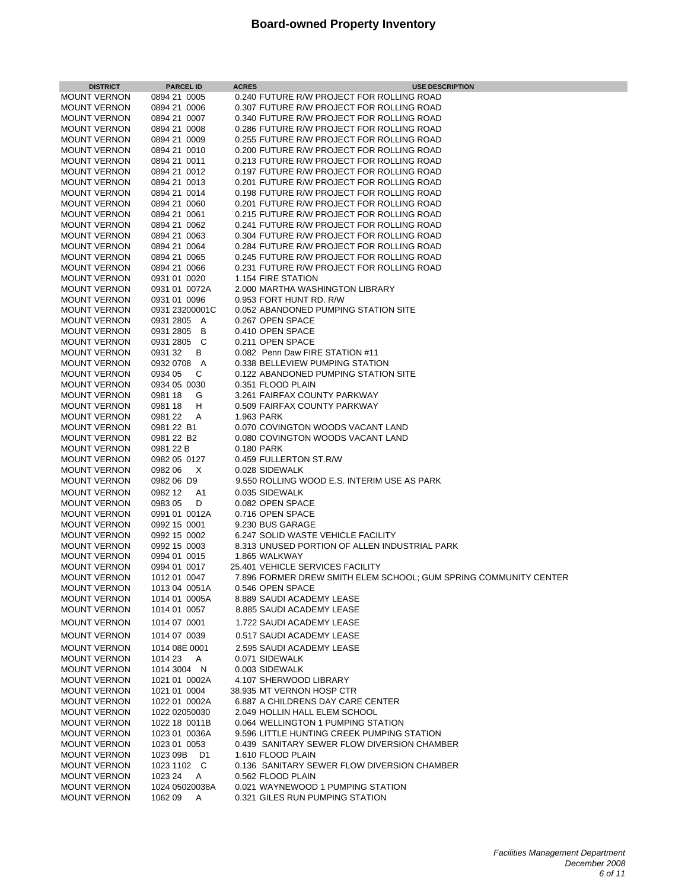# Board-owned Property Inventory

| DISTRICT | PARCEL ID | ACRES | USE DESCRIPTION |
|---|---|---|---|
| MOUNT VERNON | 0894 21 0005 | 0.240 | FUTURE R/W PROJECT FOR ROLLING ROAD |
| MOUNT VERNON | 0894 21 0006 | 0.307 | FUTURE R/W PROJECT FOR ROLLING ROAD |
| MOUNT VERNON | 0894 21 0007 | 0.340 | FUTURE R/W PROJECT FOR ROLLING ROAD |
| MOUNT VERNON | 0894 21 0008 | 0.286 | FUTURE R/W PROJECT FOR ROLLING ROAD |
| MOUNT VERNON | 0894 21 0009 | 0.255 | FUTURE R/W PROJECT FOR ROLLING ROAD |
| MOUNT VERNON | 0894 21 0010 | 0.200 | FUTURE R/W PROJECT FOR ROLLING ROAD |
| MOUNT VERNON | 0894 21 0011 | 0.213 | FUTURE R/W PROJECT FOR ROLLING ROAD |
| MOUNT VERNON | 0894 21 0012 | 0.197 | FUTURE R/W PROJECT FOR ROLLING ROAD |
| MOUNT VERNON | 0894 21 0013 | 0.201 | FUTURE R/W PROJECT FOR ROLLING ROAD |
| MOUNT VERNON | 0894 21 0014 | 0.198 | FUTURE R/W PROJECT FOR ROLLING ROAD |
| MOUNT VERNON | 0894 21 0060 | 0.201 | FUTURE R/W PROJECT FOR ROLLING ROAD |
| MOUNT VERNON | 0894 21 0061 | 0.215 | FUTURE R/W PROJECT FOR ROLLING ROAD |
| MOUNT VERNON | 0894 21 0062 | 0.241 | FUTURE R/W PROJECT FOR ROLLING ROAD |
| MOUNT VERNON | 0894 21 0063 | 0.304 | FUTURE R/W PROJECT FOR ROLLING ROAD |
| MOUNT VERNON | 0894 21 0064 | 0.284 | FUTURE R/W PROJECT FOR ROLLING ROAD |
| MOUNT VERNON | 0894 21 0065 | 0.245 | FUTURE R/W PROJECT FOR ROLLING ROAD |
| MOUNT VERNON | 0894 21 0066 | 0.231 | FUTURE R/W PROJECT FOR ROLLING ROAD |
| MOUNT VERNON | 0931 01 0020 | 1.154 | FIRE STATION |
| MOUNT VERNON | 0931 01 0072A | 2.000 | MARTHA WASHINGTON LIBRARY |
| MOUNT VERNON | 0931 01 0096 | 0.953 | FORT HUNT RD. R/W |
| MOUNT VERNON | 0931 23200001C | 0.052 | ABANDONED PUMPING STATION SITE |
| MOUNT VERNON | 0931 2805 A | 0.267 | OPEN SPACE |
| MOUNT VERNON | 0931 2805 B | 0.410 | OPEN SPACE |
| MOUNT VERNON | 0931 2805 C | 0.211 | OPEN SPACE |
| MOUNT VERNON | 0931 32 B | 0.082 | Penn Daw FIRE STATION #11 |
| MOUNT VERNON | 0932 0708 A | 0.338 | BELLEVIEW PUMPING STATION |
| MOUNT VERNON | 0934 05 C | 0.122 | ABANDONED PUMPING STATION SITE |
| MOUNT VERNON | 0934 05 0030 | 0.351 | FLOOD PLAIN |
| MOUNT VERNON | 0981 18 G | 3.261 | FAIRFAX COUNTY PARKWAY |
| MOUNT VERNON | 0981 18 H | 0.509 | FAIRFAX COUNTY PARKWAY |
| MOUNT VERNON | 0981 22 A | 1.963 | PARK |
| MOUNT VERNON | 0981 22 B1 | 0.070 | COVINGTON WOODS VACANT LAND |
| MOUNT VERNON | 0981 22 B2 | 0.080 | COVINGTON WOODS VACANT LAND |
| MOUNT VERNON | 0981 22 B | 0.180 | PARK |
| MOUNT VERNON | 0982 05 0127 | 0.459 | FULLERTON ST.R/W |
| MOUNT VERNON | 0982 06 X | 0.028 | SIDEWALK |
| MOUNT VERNON | 0982 06 D9 | 9.550 | ROLLING WOOD E.S. INTERIM USE AS PARK |
| MOUNT VERNON | 0982 12 A1 | 0.035 | SIDEWALK |
| MOUNT VERNON | 0983 05 D | 0.082 | OPEN SPACE |
| MOUNT VERNON | 0991 01 0012A | 0.716 | OPEN SPACE |
| MOUNT VERNON | 0992 15 0001 | 9.230 | BUS GARAGE |
| MOUNT VERNON | 0992 15 0002 | 6.247 | SOLID WASTE VEHICLE FACILITY |
| MOUNT VERNON | 0992 15 0003 | 8.313 | UNUSED PORTION OF ALLEN INDUSTRIAL PARK |
| MOUNT VERNON | 0994 01 0015 | 1.865 | WALKWAY |
| MOUNT VERNON | 0994 01 0017 | 25.401 | VEHICLE SERVICES FACILITY |
| MOUNT VERNON | 1012 01 0047 | 7.896 | FORMER DREW SMITH ELEM SCHOOL; GUM SPRING COMMUNITY CENTER |
| MOUNT VERNON | 1013 04 0051A | 0.546 | OPEN SPACE |
| MOUNT VERNON | 1014 01 0005A | 8.889 | SAUDI ACADEMY LEASE |
| MOUNT VERNON | 1014 01 0057 | 8.885 | SAUDI ACADEMY LEASE |
| MOUNT VERNON | 1014 07 0001 | 1.722 | SAUDI ACADEMY LEASE |
| MOUNT VERNON | 1014 07 0039 | 0.517 | SAUDI ACADEMY LEASE |
| MOUNT VERNON | 1014 08E 0001 | 2.595 | SAUDI ACADEMY LEASE |
| MOUNT VERNON | 1014 23 A | 0.071 | SIDEWALK |
| MOUNT VERNON | 1014 3004 N | 0.003 | SIDEWALK |
| MOUNT VERNON | 1021 01 0002A | 4.107 | SHERWOOD LIBRARY |
| MOUNT VERNON | 1021 01 0004 | 38.935 | MT VERNON HOSP CTR |
| MOUNT VERNON | 1022 01 0002A | 6.887 | A CHILDRENS DAY CARE CENTER |
| MOUNT VERNON | 1022 02050030 | 2.049 | HOLLIN HALL ELEM SCHOOL |
| MOUNT VERNON | 1022 18 0011B | 0.064 | WELLINGTON 1 PUMPING STATION |
| MOUNT VERNON | 1023 01 0036A | 9.596 | LITTLE HUNTING CREEK PUMPING STATION |
| MOUNT VERNON | 1023 01 0053 | 0.439 | SANITARY SEWER FLOW DIVERSION CHAMBER |
| MOUNT VERNON | 1023 09B D1 | 1.610 | FLOOD PLAIN |
| MOUNT VERNON | 1023 1102 C | 0.136 | SANITARY SEWER FLOW DIVERSION CHAMBER |
| MOUNT VERNON | 1023 24 A | 0.562 | FLOOD PLAIN |
| MOUNT VERNON | 1024 05020038A | 0.021 | WAYNEWOOD 1 PUMPING STATION |
| MOUNT VERNON | 1062 09 A | 0.321 | GILES RUN PUMPING STATION |

*Facilities Management Department*
*December 2008*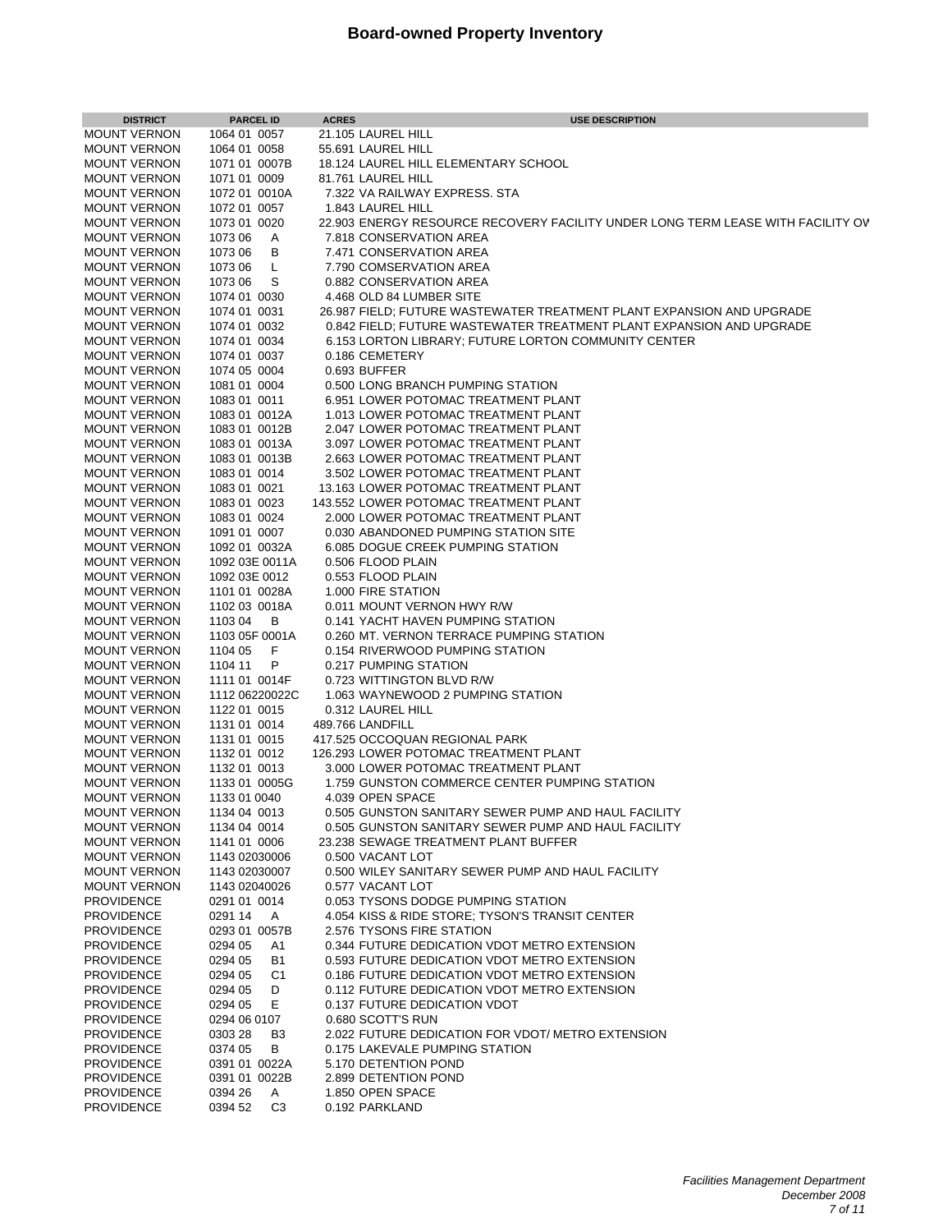# Board-owned Property Inventory

| DISTRICT | PARCEL ID | ACRES | USE DESCRIPTION |
|---|---|---|---|
| MOUNT VERNON | 1064 01 0057 | 21.105 | LAUREL HILL |
| MOUNT VERNON | 1064 01 0058 | 55.691 | LAUREL HILL |
| MOUNT VERNON | 1071 01 0007B | 18.124 | LAUREL HILL ELEMENTARY SCHOOL |
| MOUNT VERNON | 1071 01 0009 | 81.761 | LAUREL HILL |
| MOUNT VERNON | 1072 01 0010A | 7.322 | VA RAILWAY EXPRESS. STA |
| MOUNT VERNON | 1072 01 0057 | 1.843 | LAUREL HILL |
| MOUNT VERNON | 1073 01 0020 | 22.903 | ENERGY RESOURCE RECOVERY FACILITY UNDER LONG TERM LEASE WITH FACILITY OV |
| MOUNT VERNON | 1073 06 A | 7.818 | CONSERVATION AREA |
| MOUNT VERNON | 1073 06 B | 7.471 | CONSERVATION AREA |
| MOUNT VERNON | 1073 06 L | 7.790 | COMSERVATION AREA |
| MOUNT VERNON | 1073 06 S | 0.882 | CONSERVATION AREA |
| MOUNT VERNON | 1074 01 0030 | 4.468 | OLD 84 LUMBER SITE |
| MOUNT VERNON | 1074 01 0031 | 26.987 | FIELD; FUTURE WASTEWATER TREATMENT PLANT EXPANSION AND UPGRADE |
| MOUNT VERNON | 1074 01 0032 | 0.842 | FIELD; FUTURE WASTEWATER TREATMENT PLANT EXPANSION AND UPGRADE |
| MOUNT VERNON | 1074 01 0034 | 6.153 | LORTON LIBRARY; FUTURE LORTON COMMUNITY CENTER |
| MOUNT VERNON | 1074 01 0037 | 0.186 | CEMETERY |
| MOUNT VERNON | 1074 05 0004 | 0.693 | BUFFER |
| MOUNT VERNON | 1081 01 0004 | 0.500 | LONG BRANCH PUMPING STATION |
| MOUNT VERNON | 1083 01 0011 | 6.951 | LOWER POTOMAC TREATMENT PLANT |
| MOUNT VERNON | 1083 01 0012A | 1.013 | LOWER POTOMAC TREATMENT PLANT |
| MOUNT VERNON | 1083 01 0012B | 2.047 | LOWER POTOMAC TREATMENT PLANT |
| MOUNT VERNON | 1083 01 0013A | 3.097 | LOWER POTOMAC TREATMENT PLANT |
| MOUNT VERNON | 1083 01 0013B | 2.663 | LOWER POTOMAC TREATMENT PLANT |
| MOUNT VERNON | 1083 01 0014 | 3.502 | LOWER POTOMAC TREATMENT PLANT |
| MOUNT VERNON | 1083 01 0021 | 13.163 | LOWER POTOMAC TREATMENT PLANT |
| MOUNT VERNON | 1083 01 0023 | 143.552 | LOWER POTOMAC TREATMENT PLANT |
| MOUNT VERNON | 1083 01 0024 | 2.000 | LOWER POTOMAC TREATMENT PLANT |
| MOUNT VERNON | 1091 01 0007 | 0.030 | ABANDONED PUMPING STATION SITE |
| MOUNT VERNON | 1092 01 0032A | 6.085 | DOGUE CREEK PUMPING STATION |
| MOUNT VERNON | 1092 03E 0011A | 0.506 | FLOOD PLAIN |
| MOUNT VERNON | 1092 03E 0012 | 0.553 | FLOOD PLAIN |
| MOUNT VERNON | 1101 01 0028A | 1.000 | FIRE STATION |
| MOUNT VERNON | 1102 03 0018A | 0.011 | MOUNT VERNON HWY R/W |
| MOUNT VERNON | 1103 04 B | 0.141 | YACHT HAVEN PUMPING STATION |
| MOUNT VERNON | 1103 05F 0001A | 0.260 | MT. VERNON TERRACE PUMPING STATION |
| MOUNT VERNON | 1104 05 F | 0.154 | RIVERWOOD PUMPING STATION |
| MOUNT VERNON | 1104 11 P | 0.217 | PUMPING STATION |
| MOUNT VERNON | 1111 01 0014F | 0.723 | WITTINGTON BLVD R/W |
| MOUNT VERNON | 1112 06220022C | 1.063 | WAYNEWOOD 2 PUMPING STATION |
| MOUNT VERNON | 1122 01 0015 | 0.312 | LAUREL HILL |
| MOUNT VERNON | 1131 01 0014 | 489.766 | LANDFILL |
| MOUNT VERNON | 1131 01 0015 | 417.525 | OCCOQUAN REGIONAL PARK |
| MOUNT VERNON | 1132 01 0012 | 126.293 | LOWER POTOMAC TREATMENT PLANT |
| MOUNT VERNON | 1132 01 0013 | 3.000 | LOWER POTOMAC TREATMENT PLANT |
| MOUNT VERNON | 1133 01 0005G | 1.759 | GUNSTON COMMERCE CENTER PUMPING STATION |
| MOUNT VERNON | 1133 01 0040 | 4.039 | OPEN SPACE |
| MOUNT VERNON | 1134 04 0013 | 0.505 | GUNSTON SANITARY SEWER PUMP AND HAUL FACILITY |
| MOUNT VERNON | 1134 04 0014 | 0.505 | GUNSTON SANITARY SEWER PUMP AND HAUL FACILITY |
| MOUNT VERNON | 1141 01 0006 | 23.238 | SEWAGE TREATMENT PLANT BUFFER |
| MOUNT VERNON | 1143 02030006 | 0.500 | VACANT LOT |
| MOUNT VERNON | 1143 02030007 | 0.500 | WILEY SANITARY SEWER PUMP AND HAUL FACILITY |
| MOUNT VERNON | 1143 02040026 | 0.577 | VACANT LOT |
| PROVIDENCE | 0291 01 0014 | 0.053 | TYSONS DODGE PUMPING STATION |
| PROVIDENCE | 0291 14 A | 4.054 | KISS & RIDE STORE; TYSON'S TRANSIT CENTER |
| PROVIDENCE | 0293 01 0057B | 2.576 | TYSONS FIRE STATION |
| PROVIDENCE | 0294 05 A1 | 0.344 | FUTURE DEDICATION VDOT METRO EXTENSION |
| PROVIDENCE | 0294 05 B1 | 0.593 | FUTURE DEDICATION VDOT METRO EXTENSION |
| PROVIDENCE | 0294 05 C1 | 0.186 | FUTURE DEDICATION VDOT METRO EXTENSION |
| PROVIDENCE | 0294 05 D | 0.112 | FUTURE DEDICATION VDOT METRO EXTENSION |
| PROVIDENCE | 0294 05 E | 0.137 | FUTURE DEDICATION VDOT |
| PROVIDENCE | 0294 06 0107 | 0.680 | SCOTT'S RUN |
| PROVIDENCE | 0303 28 B3 | 2.022 | FUTURE DEDICATION FOR VDOT/ METRO EXTENSION |
| PROVIDENCE | 0374 05 B | 0.175 | LAKEVALE PUMPING STATION |
| PROVIDENCE | 0391 01 0022A | 5.170 | DETENTION POND |
| PROVIDENCE | 0391 01 0022B | 2.899 | DETENTION POND |
| PROVIDENCE | 0394 26 A | 1.850 | OPEN SPACE |
| PROVIDENCE | 0394 52 C3 | 0.192 | PARKLAND |

*Facilities Management Department*
*December 2008*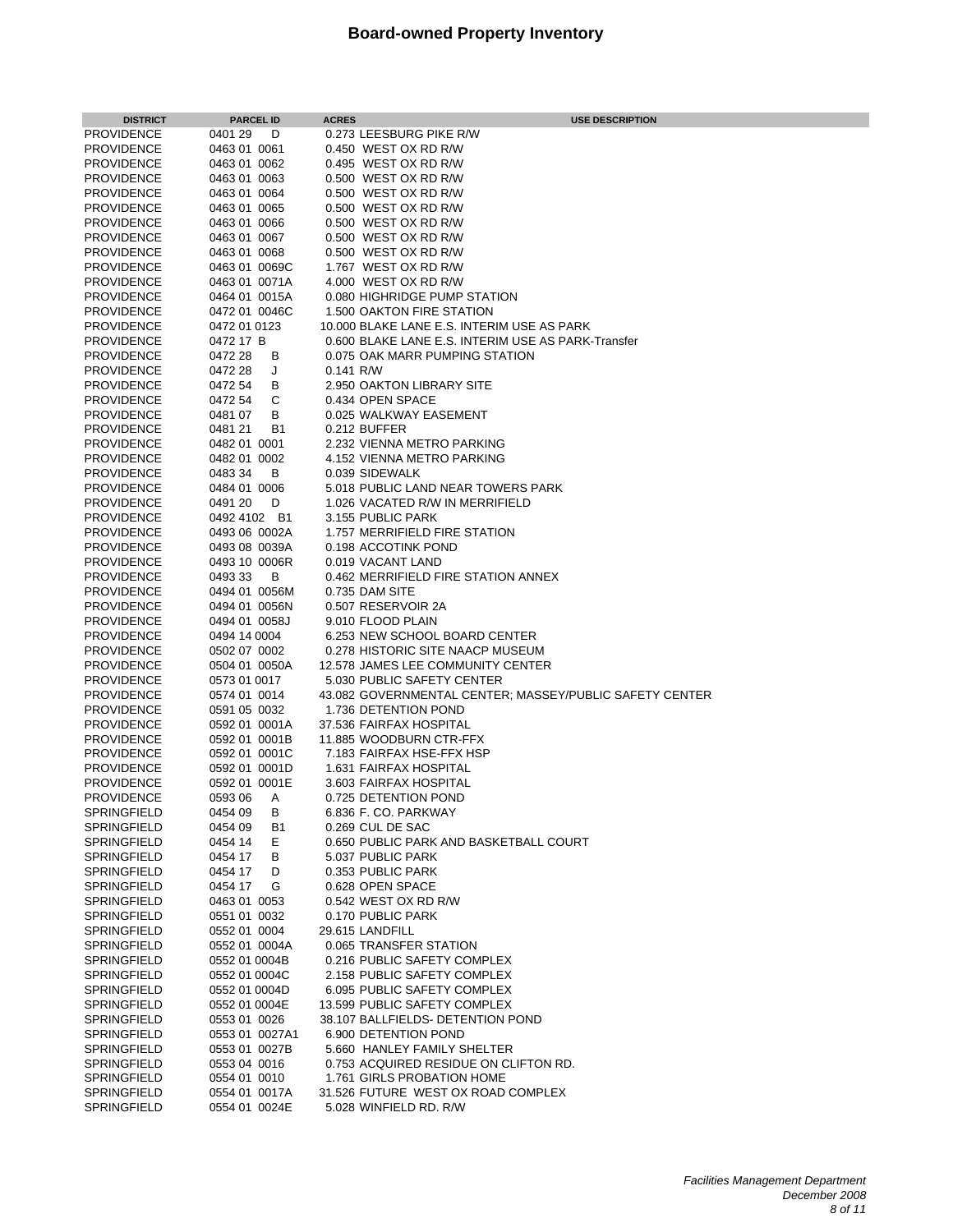# Board-owned Property Inventory

| DISTRICT | PARCEL ID | ACRES | USE DESCRIPTION |
|---|---|---|---|
| PROVIDENCE | 0401 29 D | 0.273 | LEESBURG PIKE R/W |
| PROVIDENCE | 0463 01 0061 | 0.450 | WEST OX RD R/W |
| PROVIDENCE | 0463 01 0062 | 0.495 | WEST OX RD R/W |
| PROVIDENCE | 0463 01 0063 | 0.500 | WEST OX RD R/W |
| PROVIDENCE | 0463 01 0064 | 0.500 | WEST OX RD R/W |
| PROVIDENCE | 0463 01 0065 | 0.500 | WEST OX RD R/W |
| PROVIDENCE | 0463 01 0066 | 0.500 | WEST OX RD R/W |
| PROVIDENCE | 0463 01 0067 | 0.500 | WEST OX RD R/W |
| PROVIDENCE | 0463 01 0068 | 0.500 | WEST OX RD R/W |
| PROVIDENCE | 0463 01 0069C | 1.767 | WEST OX RD R/W |
| PROVIDENCE | 0463 01 0071A | 4.000 | WEST OX RD R/W |
| PROVIDENCE | 0464 01 0015A | 0.080 | HIGHRIDGE PUMP STATION |
| PROVIDENCE | 0472 01 0046C | 1.500 | OAKTON FIRE STATION |
| PROVIDENCE | 0472 01 0123 | 10.000 | BLAKE LANE E.S. INTERIM USE AS PARK |
| PROVIDENCE | 0472 17 B | 0.600 | BLAKE LANE E.S. INTERIM USE AS PARK-Transfer |
| PROVIDENCE | 0472 28 B | 0.075 | OAK MARR PUMPING STATION |
| PROVIDENCE | 0472 28 J | 0.141 | R/W |
| PROVIDENCE | 0472 54 B | 2.950 | OAKTON LIBRARY SITE |
| PROVIDENCE | 0472 54 C | 0.434 | OPEN SPACE |
| PROVIDENCE | 0481 07 B | 0.025 | WALKWAY EASEMENT |
| PROVIDENCE | 0481 21 B1 | 0.212 | BUFFER |
| PROVIDENCE | 0482 01 0001 | 2.232 | VIENNA METRO PARKING |
| PROVIDENCE | 0482 01 0002 | 4.152 | VIENNA METRO PARKING |
| PROVIDENCE | 0483 34 B | 0.039 | SIDEWALK |
| PROVIDENCE | 0484 01 0006 | 5.018 | PUBLIC LAND NEAR TOWERS PARK |
| PROVIDENCE | 0491 20 D | 1.026 | VACATED R/W IN MERRIFIELD |
| PROVIDENCE | 0492 4102 B1 | 3.155 | PUBLIC PARK |
| PROVIDENCE | 0493 06 0002A | 1.757 | MERRIFIELD FIRE STATION |
| PROVIDENCE | 0493 08 0039A | 0.198 | ACCOTINK POND |
| PROVIDENCE | 0493 10 0006R | 0.019 | VACANT LAND |
| PROVIDENCE | 0493 33 B | 0.462 | MERRIFIELD FIRE STATION ANNEX |
| PROVIDENCE | 0494 01 0056M | 0.735 | DAM SITE |
| PROVIDENCE | 0494 01 0056N | 0.507 | RESERVOIR 2A |
| PROVIDENCE | 0494 01 0058J | 9.010 | FLOOD PLAIN |
| PROVIDENCE | 0494 14 0004 | 6.253 | NEW SCHOOL BOARD CENTER |
| PROVIDENCE | 0502 07 0002 | 0.278 | HISTORIC SITE NAACP MUSEUM |
| PROVIDENCE | 0504 01 0050A | 12.578 | JAMES LEE COMMUNITY CENTER |
| PROVIDENCE | 0573 01 0017 | 5.030 | PUBLIC SAFETY CENTER |
| PROVIDENCE | 0574 01 0014 | 43.082 | GOVERNMENTAL CENTER; MASSEY/PUBLIC SAFETY CENTER |
| PROVIDENCE | 0591 05 0032 | 1.736 | DETENTION POND |
| PROVIDENCE | 0592 01 0001A | 37.536 | FAIRFAX HOSPITAL |
| PROVIDENCE | 0592 01 0001B | 11.885 | WOODBURN CTR-FFX |
| PROVIDENCE | 0592 01 0001C | 7.183 | FAIRFAX HSE-FFX HSP |
| PROVIDENCE | 0592 01 0001D | 1.631 | FAIRFAX HOSPITAL |
| PROVIDENCE | 0592 01 0001E | 3.603 | FAIRFAX HOSPITAL |
| PROVIDENCE | 0593 06 A | 0.725 | DETENTION POND |
| SPRINGFIELD | 0454 09 B | 6.836 | F. CO. PARKWAY |
| SPRINGFIELD | 0454 09 B1 | 0.269 | CUL DE SAC |
| SPRINGFIELD | 0454 14 E | 0.650 | PUBLIC PARK AND BASKETBALL COURT |
| SPRINGFIELD | 0454 17 B | 5.037 | PUBLIC PARK |
| SPRINGFIELD | 0454 17 D | 0.353 | PUBLIC PARK |
| SPRINGFIELD | 0454 17 G | 0.628 | OPEN SPACE |
| SPRINGFIELD | 0463 01 0053 | 0.542 | WEST OX RD R/W |
| SPRINGFIELD | 0551 01 0032 | 0.170 | PUBLIC PARK |
| SPRINGFIELD | 0552 01 0004 | 29.615 | LANDFILL |
| SPRINGFIELD | 0552 01 0004A | 0.065 | TRANSFER STATION |
| SPRINGFIELD | 0552 01 0004B | 0.216 | PUBLIC SAFETY COMPLEX |
| SPRINGFIELD | 0552 01 0004C | 2.158 | PUBLIC SAFETY COMPLEX |
| SPRINGFIELD | 0552 01 0004D | 6.095 | PUBLIC SAFETY COMPLEX |
| SPRINGFIELD | 0552 01 0004E | 13.599 | PUBLIC SAFETY COMPLEX |
| SPRINGFIELD | 0553 01 0026 | 38.107 | BALLFIELDS- DETENTION POND |
| SPRINGFIELD | 0553 01 0027A1 | 6.900 | DETENTION POND |
| SPRINGFIELD | 0553 01 0027B | 5.660 | HANLEY FAMILY SHELTER |
| SPRINGFIELD | 0553 04 0016 | 0.753 | ACQUIRED RESIDUE ON CLIFTON RD. |
| SPRINGFIELD | 0554 01 0010 | 1.761 | GIRLS PROBATION HOME |
| SPRINGFIELD | 0554 01 0017A | 31.526 | FUTURE WEST OX ROAD COMPLEX |
| SPRINGFIELD | 0554 01 0024E | 5.028 | WINFIELD RD. R/W |

*Facilities Management Department*
*December 2008*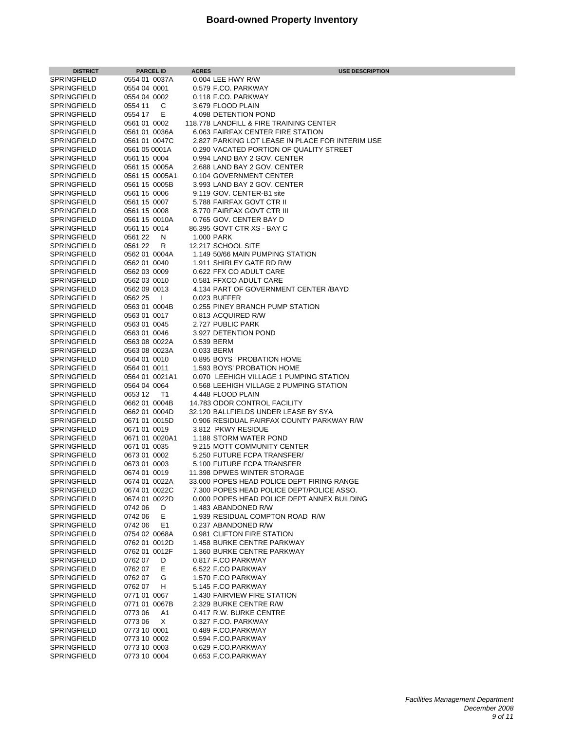# Board-owned Property Inventory

| DISTRICT | PARCEL ID | ACRES | USE DESCRIPTION |
|---|---|---|---|
| SPRINGFIELD | 0554 01 0037A | 0.004 | LEE HWY R/W |
| SPRINGFIELD | 0554 04 0001 | 0.579 | F.CO. PARKWAY |
| SPRINGFIELD | 0554 04 0002 | 0.118 | F.CO. PARKWAY |
| SPRINGFIELD | 0554 11 C | 3.679 | FLOOD PLAIN |
| SPRINGFIELD | 0554 17 E | 4.098 | DETENTION POND |
| SPRINGFIELD | 0561 01 0002 | 118.778 | LANDFILL & FIRE TRAINING CENTER |
| SPRINGFIELD | 0561 01 0036A | 6.063 | FAIRFAX CENTER FIRE STATION |
| SPRINGFIELD | 0561 01 0047C | 2.827 | PARKING LOT LEASE IN PLACE FOR INTERIM USE |
| SPRINGFIELD | 0561 05 0001A | 0.290 | VACATED PORTION OF QUALITY STREET |
| SPRINGFIELD | 0561 15 0004 | 0.994 | LAND BAY 2 GOV. CENTER |
| SPRINGFIELD | 0561 15 0005A | 2.688 | LAND BAY 2 GOV. CENTER |
| SPRINGFIELD | 0561 15 0005A1 | 0.104 | GOVERNMENT CENTER |
| SPRINGFIELD | 0561 15 0005B | 3.993 | LAND BAY 2 GOV. CENTER |
| SPRINGFIELD | 0561 15 0006 | 9.119 | GOV. CENTER-B1 site |
| SPRINGFIELD | 0561 15 0007 | 5.788 | FAIRFAX GOVT CTR II |
| SPRINGFIELD | 0561 15 0008 | 8.770 | FAIRFAX GOVT CTR III |
| SPRINGFIELD | 0561 15 0010A | 0.765 | GOV. CENTER BAY D |
| SPRINGFIELD | 0561 15 0014 | 86.395 | GOVT CTR XS - BAY C |
| SPRINGFIELD | 0561 22 N | 1.000 | PARK |
| SPRINGFIELD | 0561 22 R | 12.217 | SCHOOL SITE |
| SPRINGFIELD | 0562 01 0004A | 1.149 | 50/66 MAIN PUMPING STATION |
| SPRINGFIELD | 0562 01 0040 | 1.911 | SHIRLEY GATE RD R/W |
| SPRINGFIELD | 0562 03 0009 | 0.622 | FFX CO ADULT CARE |
| SPRINGFIELD | 0562 03 0010 | 0.581 | FFXCO ADULT CARE |
| SPRINGFIELD | 0562 09 0013 | 4.134 | PART OF GOVERNMENT CENTER /BAYD |
| SPRINGFIELD | 0562 25 I | 0.023 | BUFFER |
| SPRINGFIELD | 0563 01 0004B | 0.255 | PINEY BRANCH PUMP STATION |
| SPRINGFIELD | 0563 01 0017 | 0.813 | ACQUIRED R/W |
| SPRINGFIELD | 0563 01 0045 | 2.727 | PUBLIC PARK |
| SPRINGFIELD | 0563 01 0046 | 3.927 | DETENTION POND |
| SPRINGFIELD | 0563 08 0022A | 0.539 | BERM |
| SPRINGFIELD | 0563 08 0023A | 0.033 | BERM |
| SPRINGFIELD | 0564 01 0010 | 0.895 | BOYS ' PROBATION HOME |
| SPRINGFIELD | 0564 01 0011 | 1.593 | BOYS' PROBATION HOME |
| SPRINGFIELD | 0564 01 0021A1 | 0.070 | LEEHIGH VILLAGE 1 PUMPING STATION |
| SPRINGFIELD | 0564 04 0064 | 0.568 | LEEHIGH VILLAGE 2 PUMPING STATION |
| SPRINGFIELD | 0653 12 T1 | 4.448 | FLOOD PLAIN |
| SPRINGFIELD | 0662 01 0004B | 14.783 | ODOR CONTROL FACILITY |
| SPRINGFIELD | 0662 01 0004D | 32.120 | BALLFIELDS UNDER LEASE BY SYA |
| SPRINGFIELD | 0671 01 0015D | 0.906 | RESIDUAL FAIRFAX COUNTY PARKWAY R/W |
| SPRINGFIELD | 0671 01 0019 | 3.812 | PKWY RESIDUE |
| SPRINGFIELD | 0671 01 0020A1 | 1.188 | STORM WATER POND |
| SPRINGFIELD | 0671 01 0035 | 9.215 | MOTT COMMUNITY CENTER |
| SPRINGFIELD | 0673 01 0002 | 5.250 | FUTURE FCPA TRANSFER/ |
| SPRINGFIELD | 0673 01 0003 | 5.100 | FUTURE FCPA TRANSFER |
| SPRINGFIELD | 0674 01 0019 | 11.398 | DPWES WINTER STORAGE |
| SPRINGFIELD | 0674 01 0022A | 33.000 | POPES HEAD POLICE DEPT FIRING RANGE |
| SPRINGFIELD | 0674 01 0022C | 7.300 | POPES HEAD POLICE DEPT/POLICE ASSO. |
| SPRINGFIELD | 0674 01 0022D | 0.000 | POPES HEAD POLICE DEPT ANNEX BUILDING |
| SPRINGFIELD | 0742 06 D | 1.483 | ABANDONED R/W |
| SPRINGFIELD | 0742 06 E | 1.939 | RESIDUAL COMPTON ROAD R/W |
| SPRINGFIELD | 0742 06 E1 | 0.237 | ABANDONED R/W |
| SPRINGFIELD | 0754 02 0068A | 0.981 | CLIFTON FIRE STATION |
| SPRINGFIELD | 0762 01 0012D | 1.458 | BURKE CENTRE PARKWAY |
| SPRINGFIELD | 0762 01 0012F | 1.360 | BURKE CENTRE PARKWAY |
| SPRINGFIELD | 0762 07 D | 0.817 | F.CO PARKWAY |
| SPRINGFIELD | 0762 07 E | 6.522 | F.CO PARKWAY |
| SPRINGFIELD | 0762 07 G | 1.570 | F.CO PARKWAY |
| SPRINGFIELD | 0762 07 H | 5.145 | F.CO PARKWAY |
| SPRINGFIELD | 0771 01 0067 | 1.430 | FAIRVIEW FIRE STATION |
| SPRINGFIELD | 0771 01 0067B | 2.329 | BURKE CENTRE R/W |
| SPRINGFIELD | 0773 06 A1 | 0.417 | R.W. BURKE CENTRE |
| SPRINGFIELD | 0773 06 X | 0.327 | F.CO. PARKWAY |
| SPRINGFIELD | 0773 10 0001 | 0.489 | F.CO.PARKWAY |
| SPRINGFIELD | 0773 10 0002 | 0.594 | F.CO.PARKWAY |
| SPRINGFIELD | 0773 10 0003 | 0.629 | F.CO.PARKWAY |
| SPRINGFIELD | 0773 10 0004 | 0.653 | F.CO.PARKWAY |

*Facilities Management Department*
*December 2008*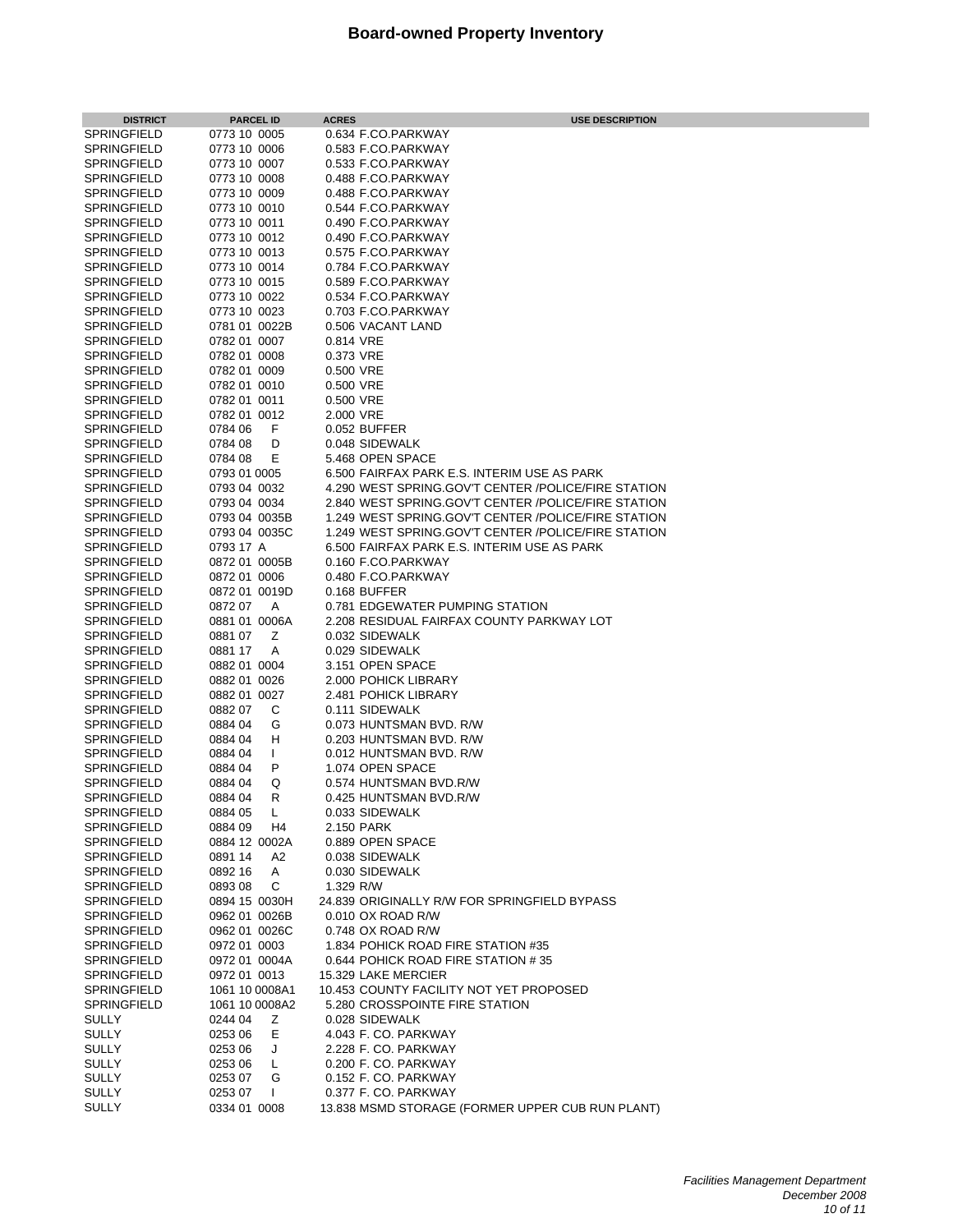# Board-owned Property Inventory

| DISTRICT | PARCEL ID | ACRES | USE DESCRIPTION |
|---|---|---|---|
| SPRINGFIELD | 0773 10 0005 | 0.634 | F.CO.PARKWAY |
| SPRINGFIELD | 0773 10 0006 | 0.583 | F.CO.PARKWAY |
| SPRINGFIELD | 0773 10 0007 | 0.533 | F.CO.PARKWAY |
| SPRINGFIELD | 0773 10 0008 | 0.488 | F.CO.PARKWAY |
| SPRINGFIELD | 0773 10 0009 | 0.488 | F.CO.PARKWAY |
| SPRINGFIELD | 0773 10 0010 | 0.544 | F.CO.PARKWAY |
| SPRINGFIELD | 0773 10 0011 | 0.490 | F.CO.PARKWAY |
| SPRINGFIELD | 0773 10 0012 | 0.490 | F.CO.PARKWAY |
| SPRINGFIELD | 0773 10 0013 | 0.575 | F.CO.PARKWAY |
| SPRINGFIELD | 0773 10 0014 | 0.784 | F.CO.PARKWAY |
| SPRINGFIELD | 0773 10 0015 | 0.589 | F.CO.PARKWAY |
| SPRINGFIELD | 0773 10 0022 | 0.534 | F.CO.PARKWAY |
| SPRINGFIELD | 0773 10 0023 | 0.703 | F.CO.PARKWAY |
| SPRINGFIELD | 0781 01 0022B | 0.506 | VACANT LAND |
| SPRINGFIELD | 0782 01 0007 | 0.814 | VRE |
| SPRINGFIELD | 0782 01 0008 | 0.373 | VRE |
| SPRINGFIELD | 0782 01 0009 | 0.500 | VRE |
| SPRINGFIELD | 0782 01 0010 | 0.500 | VRE |
| SPRINGFIELD | 0782 01 0011 | 0.500 | VRE |
| SPRINGFIELD | 0782 01 0012 | 2.000 | VRE |
| SPRINGFIELD | 0784 06 F | 0.052 | BUFFER |
| SPRINGFIELD | 0784 08 D | 0.048 | SIDEWALK |
| SPRINGFIELD | 0784 08 E | 5.468 | OPEN SPACE |
| SPRINGFIELD | 0793 01 0005 | 6.500 | FAIRFAX PARK E.S. INTERIM USE AS PARK |
| SPRINGFIELD | 0793 04 0032 | 4.290 | WEST SPRING.GOV'T CENTER /POLICE/FIRE STATION |
| SPRINGFIELD | 0793 04 0034 | 2.840 | WEST SPRING.GOV'T CENTER /POLICE/FIRE STATION |
| SPRINGFIELD | 0793 04 0035B | 1.249 | WEST SPRING.GOV'T CENTER /POLICE/FIRE STATION |
| SPRINGFIELD | 0793 04 0035C | 1.249 | WEST SPRING.GOV'T CENTER /POLICE/FIRE STATION |
| SPRINGFIELD | 0793 17 A | 6.500 | FAIRFAX PARK E.S. INTERIM USE AS PARK |
| SPRINGFIELD | 0872 01 0005B | 0.160 | F.CO.PARKWAY |
| SPRINGFIELD | 0872 01 0006 | 0.480 | F.CO.PARKWAY |
| SPRINGFIELD | 0872 01 0019D | 0.168 | BUFFER |
| SPRINGFIELD | 0872 07 A | 0.781 | EDGEWATER PUMPING STATION |
| SPRINGFIELD | 0881 01 0006A | 2.208 | RESIDUAL FAIRFAX COUNTY PARKWAY LOT |
| SPRINGFIELD | 0881 07 Z | 0.032 | SIDEWALK |
| SPRINGFIELD | 0881 17 A | 0.029 | SIDEWALK |
| SPRINGFIELD | 0882 01 0004 | 3.151 | OPEN SPACE |
| SPRINGFIELD | 0882 01 0026 | 2.000 | POHICK LIBRARY |
| SPRINGFIELD | 0882 01 0027 | 2.481 | POHICK LIBRARY |
| SPRINGFIELD | 0882 07 C | 0.111 | SIDEWALK |
| SPRINGFIELD | 0884 04 G | 0.073 | HUNTSMAN BVD. R/W |
| SPRINGFIELD | 0884 04 H | 0.203 | HUNTSMAN BVD. R/W |
| SPRINGFIELD | 0884 04 I | 0.012 | HUNTSMAN BVD. R/W |
| SPRINGFIELD | 0884 04 P | 1.074 | OPEN SPACE |
| SPRINGFIELD | 0884 04 Q | 0.574 | HUNTSMAN BVD.R/W |
| SPRINGFIELD | 0884 04 R | 0.425 | HUNTSMAN BVD.R/W |
| SPRINGFIELD | 0884 05 L | 0.033 | SIDEWALK |
| SPRINGFIELD | 0884 09 H4 | 2.150 | PARK |
| SPRINGFIELD | 0884 12 0002A | 0.889 | OPEN SPACE |
| SPRINGFIELD | 0891 14 A2 | 0.038 | SIDEWALK |
| SPRINGFIELD | 0892 16 A | 0.030 | SIDEWALK |
| SPRINGFIELD | 0893 08 C | 1.329 | R/W |
| SPRINGFIELD | 0894 15 0030H | 24.839 | ORIGINALLY R/W FOR SPRINGFIELD BYPASS |
| SPRINGFIELD | 0962 01 0026B | 0.010 | OX ROAD R/W |
| SPRINGFIELD | 0962 01 0026C | 0.748 | OX ROAD R/W |
| SPRINGFIELD | 0972 01 0003 | 1.834 | POHICK ROAD FIRE STATION #35 |
| SPRINGFIELD | 0972 01 0004A | 0.644 | POHICK ROAD FIRE STATION # 35 |
| SPRINGFIELD | 0972 01 0013 | 15.329 | LAKE MERCIER |
| SPRINGFIELD | 1061 10 0008A1 | 10.453 | COUNTY FACILITY NOT YET PROPOSED |
| SPRINGFIELD | 1061 10 0008A2 | 5.280 | CROSSPOINTE FIRE STATION |
| SULLY | 0244 04 Z | 0.028 | SIDEWALK |
| SULLY | 0253 06 E | 4.043 | F. CO. PARKWAY |
| SULLY | 0253 06 J | 2.228 | F. CO. PARKWAY |
| SULLY | 0253 06 L | 0.200 | F. CO. PARKWAY |
| SULLY | 0253 07 G | 0.152 | F. CO. PARKWAY |
| SULLY | 0253 07 I | 0.377 | F. CO. PARKWAY |
| SULLY | 0334 01 0008 | 13.838 | MSMD STORAGE (FORMER UPPER CUB RUN PLANT) |

*Facilities Management Department*
*December 2008*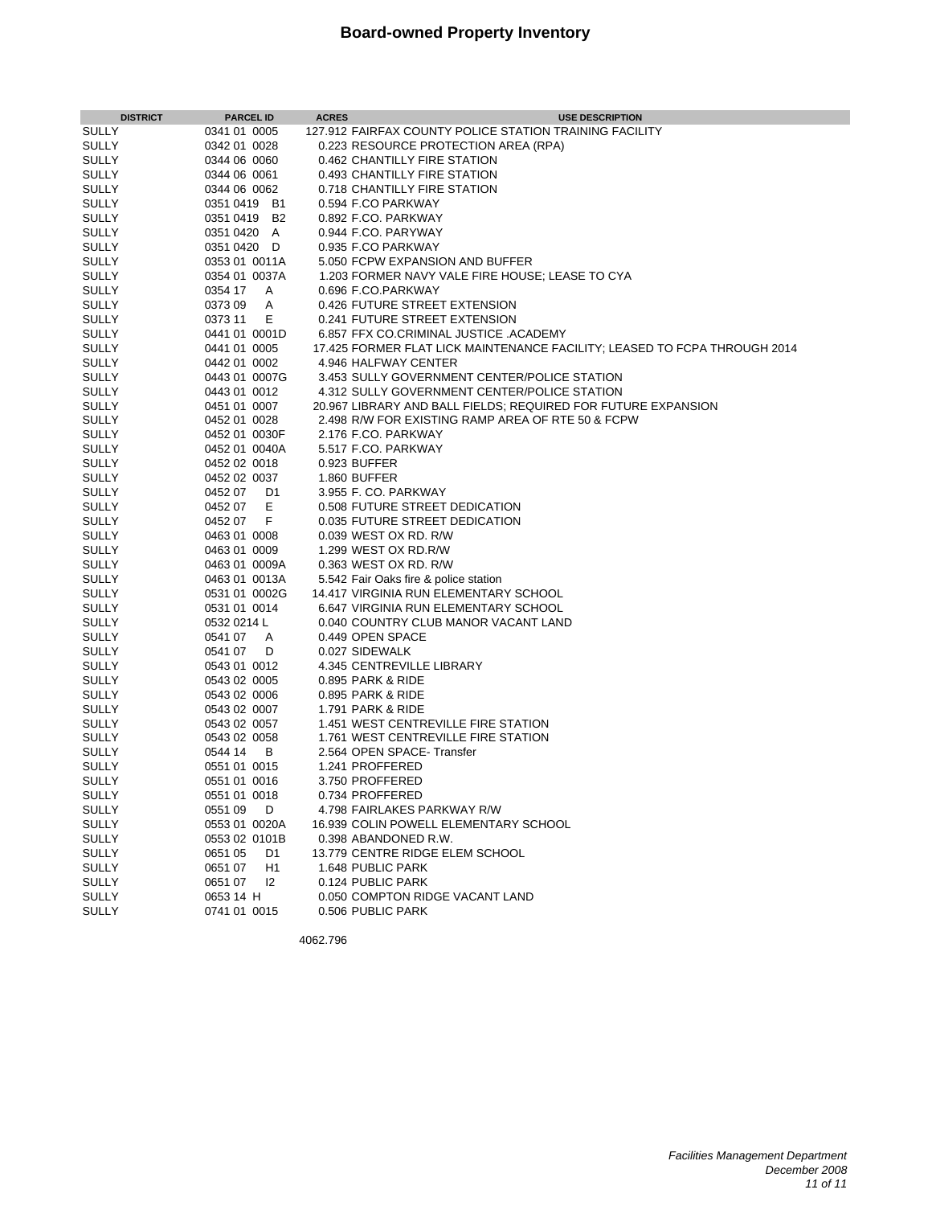# Board-owned Property Inventory

| DISTRICT | PARCEL ID | ACRES | USE DESCRIPTION |
|---|---|---|---|
| SULLY | 0341 01 0005 | 127.912 | FAIRFAX COUNTY POLICE STATION TRAINING FACILITY |
| SULLY | 0342 01 0028 | 0.223 | RESOURCE PROTECTION AREA (RPA) |
| SULLY | 0344 06 0060 | 0.462 | CHANTILLY FIRE STATION |
| SULLY | 0344 06 0061 | 0.493 | CHANTILLY FIRE STATION |
| SULLY | 0344 06 0062 | 0.718 | CHANTILLY FIRE STATION |
| SULLY | 0351 0419 B1 | 0.594 | F.CO PARKWAY |
| SULLY | 0351 0419 B2 | 0.892 | F.CO. PARKWAY |
| SULLY | 0351 0420 A | 0.944 | F.CO. PARYWAY |
| SULLY | 0351 0420 D | 0.935 | F.CO PARKWAY |
| SULLY | 0353 01 0011A | 5.050 | FCPW EXPANSION AND BUFFER |
| SULLY | 0354 01 0037A | 1.203 | FORMER NAVY VALE FIRE HOUSE; LEASE TO CYA |
| SULLY | 0354 17 A | 0.696 | F.CO.PARKWAY |
| SULLY | 0373 09 A | 0.426 | FUTURE STREET EXTENSION |
| SULLY | 0373 11 E | 0.241 | FUTURE STREET EXTENSION |
| SULLY | 0441 01 0001D | 6.857 | FFX CO.CRIMINAL JUSTICE .ACADEMY |
| SULLY | 0441 01 0005 | 17.425 | FORMER FLAT LICK MAINTENANCE FACILITY; LEASED TO FCPA THROUGH 2014 |
| SULLY | 0442 01 0002 | 4.946 | HALFWAY CENTER |
| SULLY | 0443 01 0007G | 3.453 | SULLY GOVERNMENT CENTER/POLICE STATION |
| SULLY | 0443 01 0012 | 4.312 | SULLY GOVERNMENT CENTER/POLICE STATION |
| SULLY | 0451 01 0007 | 20.967 | LIBRARY AND BALL FIELDS; REQUIRED FOR FUTURE EXPANSION |
| SULLY | 0452 01 0028 | 2.498 | R/W FOR EXISTING RAMP AREA OF RTE 50 & FCPW |
| SULLY | 0452 01 0030F | 2.176 | F.CO. PARKWAY |
| SULLY | 0452 01 0040A | 5.517 | F.CO. PARKWAY |
| SULLY | 0452 02 0018 | 0.923 | BUFFER |
| SULLY | 0452 02 0037 | 1.860 | BUFFER |
| SULLY | 0452 07 D1 | 3.955 | F. CO. PARKWAY |
| SULLY | 0452 07 E | 0.508 | FUTURE STREET DEDICATION |
| SULLY | 0452 07 F | 0.035 | FUTURE STREET DEDICATION |
| SULLY | 0463 01 0008 | 0.039 | WEST OX RD. R/W |
| SULLY | 0463 01 0009 | 1.299 | WEST OX RD.R/W |
| SULLY | 0463 01 0009A | 0.363 | WEST OX RD. R/W |
| SULLY | 0463 01 0013A | 5.542 | Fair Oaks fire & police station |
| SULLY | 0531 01 0002G | 14.417 | VIRGINIA RUN ELEMENTARY SCHOOL |
| SULLY | 0531 01 0014 | 6.647 | VIRGINIA RUN ELEMENTARY SCHOOL |
| SULLY | 0532 0214 L | 0.040 | COUNTRY CLUB MANOR VACANT LAND |
| SULLY | 0541 07 A | 0.449 | OPEN SPACE |
| SULLY | 0541 07 D | 0.027 | SIDEWALK |
| SULLY | 0543 01 0012 | 4.345 | CENTREVILLE LIBRARY |
| SULLY | 0543 02 0005 | 0.895 | PARK & RIDE |
| SULLY | 0543 02 0006 | 0.895 | PARK & RIDE |
| SULLY | 0543 02 0007 | 1.791 | PARK & RIDE |
| SULLY | 0543 02 0057 | 1.451 | WEST CENTREVILLE FIRE STATION |
| SULLY | 0543 02 0058 | 1.761 | WEST CENTREVILLE FIRE STATION |
| SULLY | 0544 14 B | 2.564 | OPEN SPACE- Transfer |
| SULLY | 0551 01 0015 | 1.241 | PROFFERED |
| SULLY | 0551 01 0016 | 3.750 | PROFFERED |
| SULLY | 0551 01 0018 | 0.734 | PROFFERED |
| SULLY | 0551 09 D | 4.798 | FAIRLAKES PARKWAY R/W |
| SULLY | 0553 01 0020A | 16.939 | COLIN POWELL ELEMENTARY SCHOOL |
| SULLY | 0553 02 0101B | 0.398 | ABANDONED R.W. |
| SULLY | 0651 05 D1 | 13.779 | CENTRE RIDGE ELEM SCHOOL |
| SULLY | 0651 07 H1 | 1.648 | PUBLIC PARK |
| SULLY | 0651 07 I2 | 0.124 | PUBLIC PARK |
| SULLY | 0653 14 H | 0.050 | COMPTON RIDGE VACANT LAND |
| SULLY | 0741 01 0015 | 0.506 | PUBLIC PARK |
| | | 4062.796 | |

*Facilities Management Department*
*December 2008*